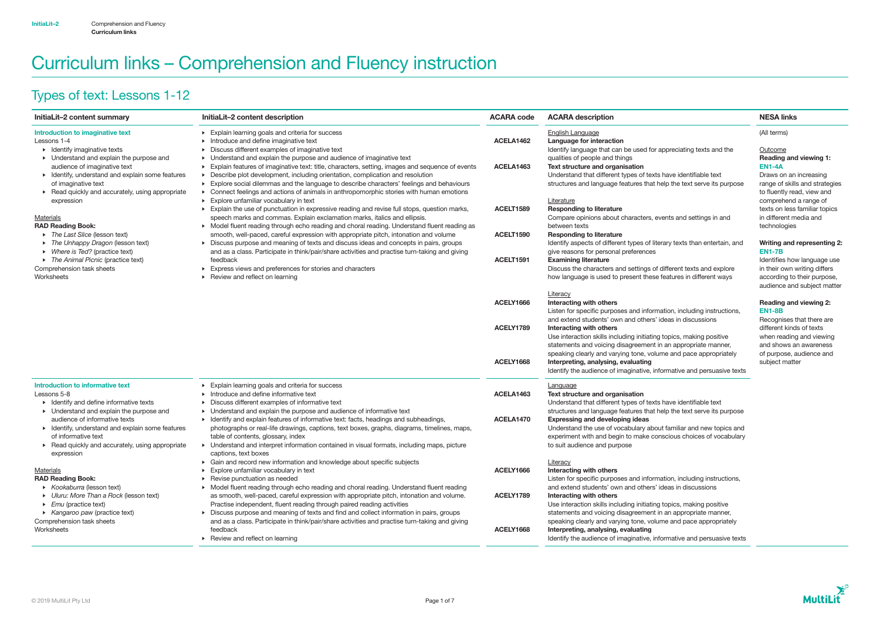# Curriculum links – Comprehension and Fluency instruction

## Types of text: Lessons 1-12

| InitiaLit–2 content summary | InitiaLit–2 content description | ACARA code | ACARA description | NESA links |
|---|---|---|---|---|
| **Introduction to imaginative text**<br>Lessons 1-4<br>▸ Identify imaginative texts<br>▸ Understand and explain the purpose and audience of imaginative text<br>▸ Identify, understand and explain some features of imaginative text<br>▸ Read quickly and accurately, using appropriate expression<br><br>Materials<br>**RAD Reading Book:**<br>▸ *The Last Slice* (lesson text)<br>▸ *The Unhappy Dragon* (lesson text)<br>▸ *Where is Ted?* (practice text)<br>▸ *The Animal Picnic* (practice text)<br>Comprehension task sheets<br>Worksheets | ▸ Explain learning goals and criteria for success<br>▸ Introduce and define imaginative text<br>▸ Discuss different examples of imaginative text<br>▸ Understand and explain the purpose and audience of imaginative text<br>▸ Explain features of imaginative text: title, characters, setting, images and sequence of events<br>▸ Describe plot development, including orientation, complication and resolution<br>▸ Explore social dilemmas and the language to describe characters' feelings and behaviours<br>▸ Connect feelings and actions of animals in anthropomorphic stories with human emotions<br>▸ Explore unfamiliar vocabulary in text<br>▸ Explain the use of punctuation in expressive reading and revise full stops, question marks, speech marks and commas. Explain exclamation marks, italics and ellipsis.<br>▸ Model fluent reading through echo reading and choral reading. Understand fluent reading as smooth, well-paced, careful expression with appropriate pitch, intonation and volume<br>▸ Discuss purpose and meaning of texts and discuss ideas and concepts in pairs, groups and as a class. Participate in think/pair/share activities and practise turn-taking and giving feedback<br>▸ Express views and preferences for stories and characters<br>▸ Review and reflect on learning | <br>**ACELA1462**<br><br>**ACELA1463**<br><br><br>**ACELT1589**<br><br>**ACELT1590**<br><br>**ACELT1591**<br><br><br>**ACELY1666**<br><br>**ACELY1789**<br><br>**ACELY1668** | English Language<br>**Language for interaction**<br>Identify language that can be used for appreciating texts and the qualities of people and things<br>**Text structure and organisation**<br>Understand that different types of texts have identifiable text structures and language features that help the text serve its purpose<br><br>Literature<br>**Responding to literature**<br>Compare opinions about characters, events and settings in and between texts<br>**Responding to literature**<br>Identify aspects of different types of literary texts than entertain, and give reasons for personal preferences<br>**Examining literature**<br>Discuss the characters and settings of different texts and explore how language is used to present these features in different ways<br><br>Literacy<br>**Interacting with others**<br>Listen for specific purposes and information, including instructions, and extend students' own and others' ideas in discussions<br>**Interacting with others**<br>Use interaction skills including initiating topics, making positive statements and voicing disagreement in an appropriate manner, speaking clearly and varying tone, volume and pace appropriately<br>**Interpreting, analysing, evaluating**<br>Identify the audience of imaginative, informative and persuasive texts | (All terms)<br><br>Outcome<br>**Reading and viewing 1: EN1-4A**<br>Draws on an increasing range of skills and strategies to fluently read, view and comprehend a range of texts on less familiar topics in different media and technologies<br><br>**Writing and representing 2: EN1-7B**<br>Identifies how language use in their own writing differs according to their purpose, audience and subject matter<br><br>**Reading and viewing 2: EN1-8B**<br>Recognises that there are different kinds of texts when reading and viewing and shows an awareness of purpose, audience and subject matter |
| **Introduction to informative text**<br>Lessons 5-8<br>▸ Identify and define informative texts<br>▸ Understand and explain the purpose and audience of informative texts<br>▸ Identify, understand and explain some features of informative text<br>▸ Read quickly and accurately, using appropriate expression<br><br>Materials<br>**RAD Reading Book:**<br>▸ *Kookaburra* (lesson text)<br>▸ *Uluru: More Than a Rock* (lesson text)<br>▸ *Emu* (practice text)<br>▸ *Kangaroo paw* (practice text)<br>Comprehension task sheets<br>Worksheets | ▸ Explain learning goals and criteria for success<br>▸ Introduce and define informative text<br>▸ Discuss different examples of informative text<br>▸ Understand and explain the purpose and audience of informative text<br>▸ Identify and explain features of informative text: facts, headings and subheadings, photographs or real-life drawings, captions, text boxes, graphs, diagrams, timelines, maps, table of contents, glossary, index<br>▸ Understand and interpret information contained in visual formats, including maps, picture captions, text boxes<br>▸ Gain and record new information and knowledge about specific subjects<br>▸ Explore unfamiliar vocabulary in text<br>▸ Revise punctuation as needed<br>▸ Model fluent reading through echo reading and choral reading. Understand fluent reading as smooth, well-paced, careful expression with appropriate pitch, intonation and volume. Practise independent, fluent reading through paired reading activities<br>▸ Discuss purpose and meaning of texts and find and collect information in pairs, groups and as a class. Participate in think/pair/share activities and practise turn-taking and giving feedback<br>▸ Review and reflect on learning | <br>**ACELA1463**<br><br>**ACELA1470**<br><br><br>**ACELY1666**<br><br>**ACELY1789**<br><br>**ACELY1668** | Language<br>**Text structure and organisation**<br>Understand that different types of texts have identifiable text structures and language features that help the text serve its purpose<br>**Expressing and developing ideas**<br>Understand the use of vocabulary about familiar and new topics and experiment with and begin to make conscious choices of vocabulary to suit audience and purpose<br><br>Literacy<br>**Interacting with others**<br>Listen for specific purposes and information, including instructions, and extend students' own and others' ideas in discussions<br>**Interacting with others**<br>Use interaction skills including initiating topics, making positive statements and voicing disagreement in an appropriate manner, speaking clearly and varying tone, volume and pace appropriately<br>**Interpreting, analysing, evaluating**<br>Identify the audience of imaginative, informative and persuasive texts | |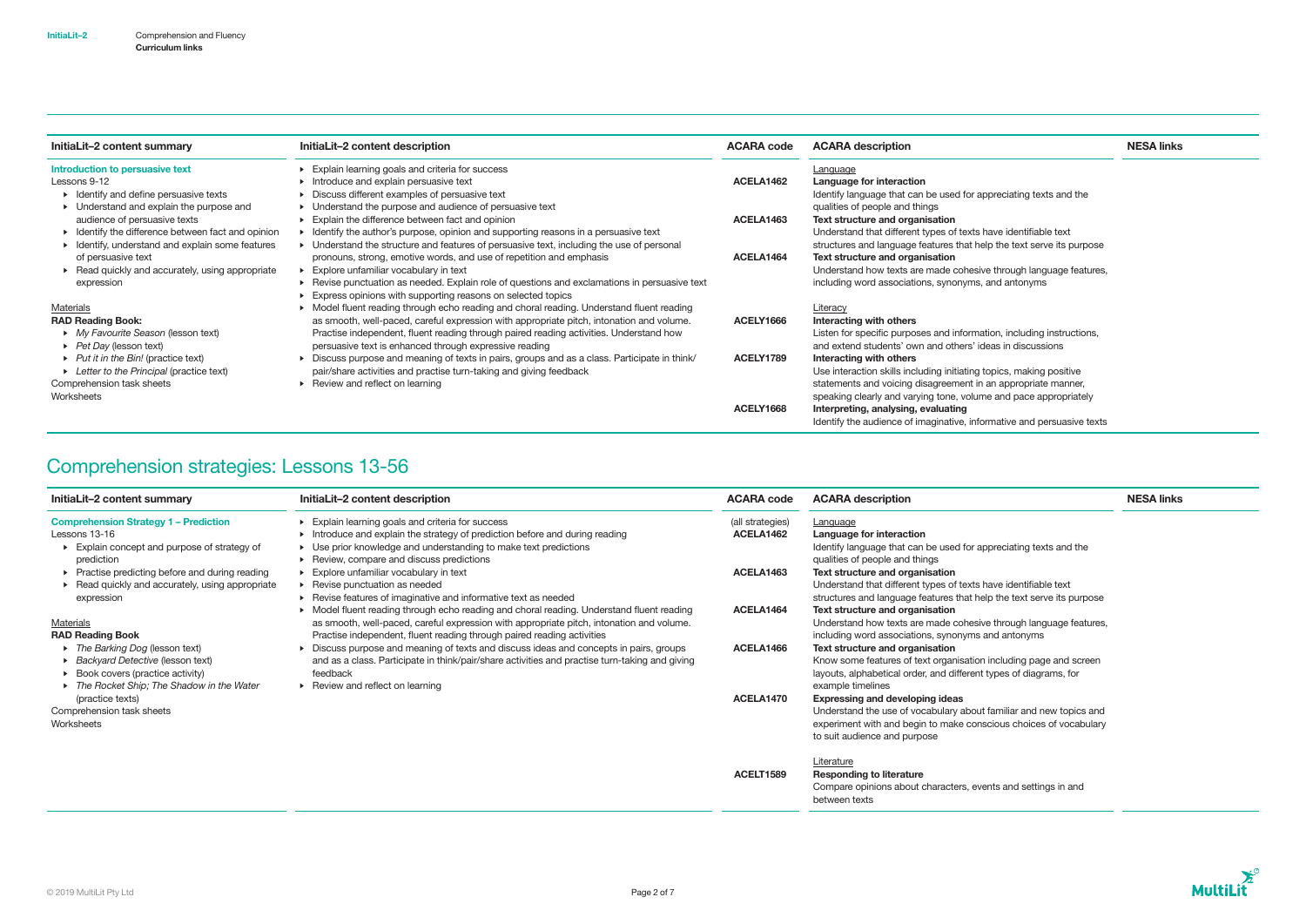| InitiaLit–2 content summary | InitiaLit–2 content description | ACARA code | ACARA description | NESA links |
|---|---|---|---|---|
| **Introduction to persuasive text**<br>Lessons 9-12<br>▸ Identify and define persuasive texts<br>▸ Understand and explain the purpose and audience of persuasive texts<br>▸ Identify the difference between fact and opinion<br>▸ Identify, understand and explain some features of persuasive text<br>▸ Read quickly and accurately, using appropriate expression<br><br>Materials<br>**RAD Reading Book:**<br>▸ *My Favourite Season* (lesson text)<br>▸ *Pet Day* (lesson text)<br>▸ *Put it in the Bin!* (practice text)<br>▸ *Letter to the Principal* (practice text)<br>Comprehension task sheets<br>Worksheets | ▸ Explain learning goals and criteria for success<br>▸ Introduce and explain persuasive text<br>▸ Discuss different examples of persuasive text<br>▸ Understand the purpose and audience of persuasive text<br>▸ Explain the difference between fact and opinion<br>▸ Identify the author's purpose, opinion and supporting reasons in a persuasive text<br>▸ Understand the structure and features of persuasive text, including the use of personal pronouns, strong, emotive words, and use of repetition and emphasis<br>▸ Explore unfamiliar vocabulary in text<br>▸ Revise punctuation as needed. Explain role of questions and exclamations in persuasive text<br>▸ Express opinions with supporting reasons on selected topics<br>▸ Model fluent reading through echo reading and choral reading. Understand fluent reading as smooth, well-paced, careful expression with appropriate pitch, intonation and volume. Practise independent, fluent reading through paired reading activities. Understand how persuasive text is enhanced through expressive reading<br>▸ Discuss purpose and meaning of texts in pairs, groups and as a class. Participate in think/pair/share activities and practise turn-taking and giving feedback<br>▸ Review and reflect on learning | <br><br>ACELA1462<br><br>ACELA1463<br><br>ACELA1464<br><br><br>ACELY1666<br><br>ACELY1789<br><br><br>ACELY1668 | Language<br>**Language for interaction**<br>Identify language that can be used for appreciating texts and the qualities of people and things<br>**Text structure and organisation**<br>Understand that different types of texts have identifiable text structures and language features that help the text serve its purpose<br>**Text structure and organisation**<br>Understand how texts are made cohesive through language features, including word associations, synonyms, and antonyms<br><br>Literacy<br>**Interacting with others**<br>Listen for specific purposes and information, including instructions, and extend students' own and others' ideas in discussions<br>**Interacting with others**<br>Use interaction skills including initiating topics, making positive statements and voicing disagreement in an appropriate manner, speaking clearly and varying tone, volume and pace appropriately<br>**Interpreting, analysing, evaluating**<br>Identify the audience of imaginative, informative and persuasive texts | |

## Comprehension strategies: Lessons 13-56

| InitiaLit–2 content summary | InitiaLit–2 content description | ACARA code | ACARA description | NESA links |
|---|---|---|---|---|
| **Comprehension Strategy 1 – Prediction**<br>Lessons 13-16<br>▸ Explain concept and purpose of strategy of prediction<br>▸ Practise predicting before and during reading<br>▸ Read quickly and accurately, using appropriate expression<br><br>Materials<br>**RAD Reading Book**<br>▸ *The Barking Dog* (lesson text)<br>▸ *Backyard Detective* (lesson text)<br>▸ Book covers (practice activity)<br>▸ *The Rocket Ship; The Shadow in the Water* (practice texts)<br>Comprehension task sheets<br>Worksheets | ▸ Explain learning goals and criteria for success<br>▸ Introduce and explain the strategy of prediction before and during reading<br>▸ Use prior knowledge and understanding to make text predictions<br>▸ Review, compare and discuss predictions<br>▸ Explore unfamiliar vocabulary in text<br>▸ Revise punctuation as needed<br>▸ Revise features of imaginative and informative text as needed<br>▸ Model fluent reading through echo reading and choral reading. Understand fluent reading as smooth, well-paced, careful expression with appropriate pitch, intonation and volume. Practise independent, fluent reading through paired reading activities<br>▸ Discuss purpose and meaning of texts and discuss ideas and concepts in pairs, groups and as a class. Participate in think/pair/share activities and practise turn-taking and giving feedback<br>▸ Review and reflect on learning | (all strategies)<br>ACELA1462<br><br>ACELA1463<br><br>ACELA1464<br><br>ACELA1466<br><br><br>ACELA1470<br><br><br><br>ACELT1589 | Language<br>**Language for interaction**<br>Identify language that can be used for appreciating texts and the qualities of people and things<br>**Text structure and organisation**<br>Understand that different types of texts have identifiable text structures and language features that help the text serve its purpose<br>**Text structure and organisation**<br>Understand how texts are made cohesive through language features, including word associations, synonyms and antonyms<br>**Text structure and organisation**<br>Know some features of text organisation including page and screen layouts, alphabetical order, and different types of diagrams, for example timelines<br>**Expressing and developing ideas**<br>Understand the use of vocabulary about familiar and new topics and experiment with and begin to make conscious choices of vocabulary to suit audience and purpose<br><br>Literature<br>**Responding to literature**<br>Compare opinions about characters, events and settings in and between texts | |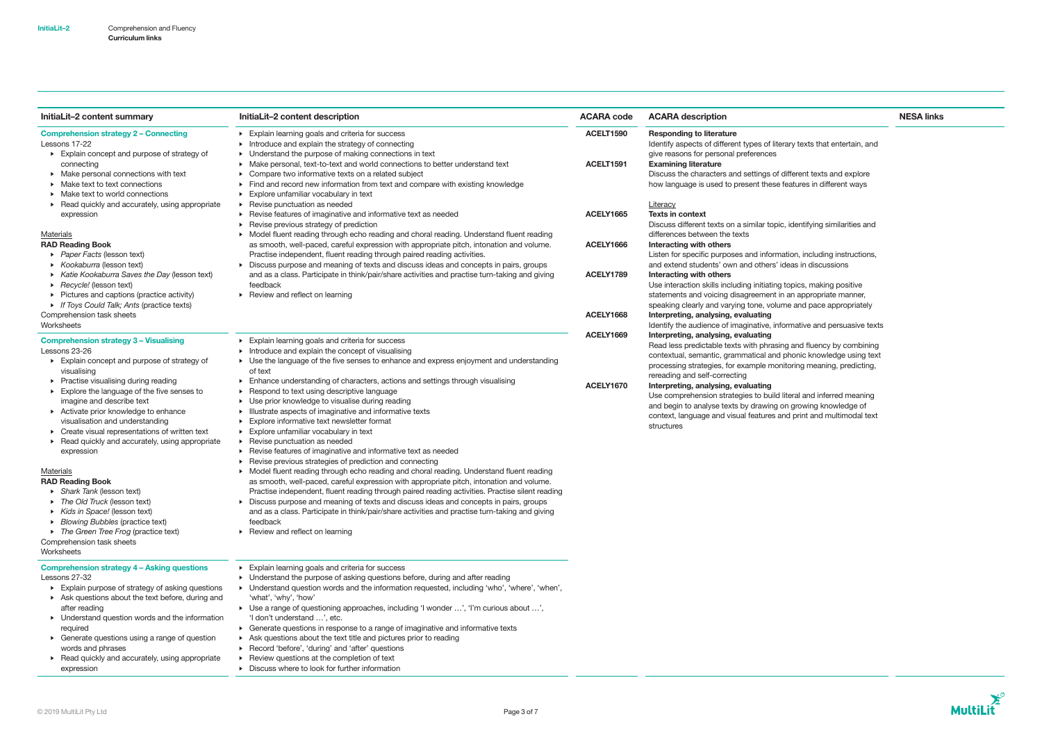| InitiaLit–2 content summary | InitiaLit–2 content description | ACARA code | ACARA description | NESA links |
|---|---|---|---|---|
| **Comprehension strategy 2 – Connecting**<br>Lessons 17-22<br>▸ Explain concept and purpose of strategy of connecting<br>▸ Make personal connections with text<br>▸ Make text to text connections<br>▸ Make text to world connections<br>▸ Read quickly and accurately, using appropriate expression<br><br>Materials<br>**RAD Reading Book**<br>▸ *Paper Facts* (lesson text)<br>▸ *Kookaburra* (lesson text)<br>▸ *Katie Kookaburra Saves the Day* (lesson text)<br>▸ *Recycle!* (lesson text)<br>▸ Pictures and captions (practice activity)<br>▸ *If Toys Could Talk; Ants* (practice texts)<br>Comprehension task sheets<br>Worksheets | ▸ Explain learning goals and criteria for success<br>▸ Introduce and explain the strategy of connecting<br>▸ Understand the purpose of making connections in text<br>▸ Make personal, text-to-text and world connections to better understand text<br>▸ Compare two informative texts on a related subject<br>▸ Find and record new information from text and compare with existing knowledge<br>▸ Explore unfamiliar vocabulary in text<br>▸ Revise punctuation as needed<br>▸ Revise features of imaginative and informative text as needed<br>▸ Revise previous strategy of prediction<br>▸ Model fluent reading through echo reading and choral reading. Understand fluent reading as smooth, well-paced, careful expression with appropriate pitch, intonation and volume. Practise independent, fluent reading through paired reading activities.<br>▸ Discuss purpose and meaning of texts and discuss ideas and concepts in pairs, groups and as a class. Participate in think/pair/share activities and practise turn-taking and giving feedback<br>▸ Review and reflect on learning | **ACELT1590**<br><br><br><br>**ACELT1591**<br><br><br><br><br>**ACELY1665**<br><br><br>**ACELY1666**<br><br><br>**ACELY1789**<br><br><br><br>**ACELY1668**<br><br>**ACELY1669**<br><br><br><br><br>**ACELY1670** | **Responding to literature**<br>Identify aspects of different types of literary texts that entertain, and give reasons for personal preferences<br>**Examining literature**<br>Discuss the characters and settings of different texts and explore how language is used to present these features in different ways<br><br>Literacy<br>**Texts in context**<br>Discuss different texts on a similar topic, identifying similarities and differences between the texts<br>**Interacting with others**<br>Listen for specific purposes and information, including instructions, and extend students' own and others' ideas in discussions<br>**Interacting with others**<br>Use interaction skills including initiating topics, making positive statements and voicing disagreement in an appropriate manner, speaking clearly and varying tone, volume and pace appropriately<br>**Interpreting, analysing, evaluating**<br>Identify the audience of imaginative, informative and persuasive texts<br>**Interpreting, analysing, evaluating**<br>Read less predictable texts with phrasing and fluency by combining contextual, semantic, grammatical and phonic knowledge using text processing strategies, for example monitoring meaning, predicting, rereading and self-correcting<br>**Interpreting, analysing, evaluating**<br>Use comprehension strategies to build literal and inferred meaning and begin to analyse texts by drawing on growing knowledge of context, language and visual features and print and multimodal text structures | |
| **Comprehension strategy 3 – Visualising**<br>Lessons 23-26<br>▸ Explain concept and purpose of strategy of visualising<br>▸ Practise visualising during reading<br>▸ Explore the language of the five senses to imagine and describe text<br>▸ Activate prior knowledge to enhance visualisation and understanding<br>▸ Create visual representations of written text<br>▸ Read quickly and accurately, using appropriate expression<br><br>Materials<br>**RAD Reading Book**<br>▸ *Shark Tank* (lesson text)<br>▸ *The Old Truck* (lesson text)<br>▸ *Kids in Space!* (lesson text)<br>▸ *Blowing Bubbles* (practice text)<br>▸ *The Green Tree Frog* (practice text)<br>Comprehension task sheets<br>Worksheets | ▸ Explain learning goals and criteria for success<br>▸ Introduce and explain the concept of visualising<br>▸ Use the language of the five senses to enhance and express enjoyment and understanding of text<br>▸ Enhance understanding of characters, actions and settings through visualising<br>▸ Respond to text using descriptive language<br>▸ Use prior knowledge to visualise during reading<br>▸ Illustrate aspects of imaginative and informative texts<br>▸ Explore informative text newsletter format<br>▸ Explore unfamiliar vocabulary in text<br>▸ Revise punctuation as needed<br>▸ Revise features of imaginative and informative text as needed<br>▸ Revise previous strategies of prediction and connecting<br>▸ Model fluent reading through echo reading and choral reading. Understand fluent reading as smooth, well-paced, careful expression with appropriate pitch, intonation and volume. Practise independent, fluent reading through paired reading activities. Practise silent reading<br>▸ Discuss purpose and meaning of texts and discuss ideas and concepts in pairs, groups and as a class. Participate in think/pair/share activities and practise turn-taking and giving feedback<br>▸ Review and reflect on learning | | | |
| **Comprehension strategy 4 – Asking questions**<br>Lessons 27-32<br>▸ Explain purpose of strategy of asking questions<br>▸ Ask questions about the text before, during and after reading<br>▸ Understand question words and the information required<br>▸ Generate questions using a range of question words and phrases<br>▸ Read quickly and accurately, using appropriate expression | ▸ Explain learning goals and criteria for success<br>▸ Understand the purpose of asking questions before, during and after reading<br>▸ Understand question words and the information requested, including 'who', 'where', 'when', 'what', 'why', 'how'<br>▸ Use a range of questioning approaches, including 'I wonder …', 'I'm curious about …', 'I don't understand …', etc.<br>▸ Generate questions in response to a range of imaginative and informative texts<br>▸ Ask questions about the text title and pictures prior to reading<br>▸ Record 'before', 'during' and 'after' questions<br>▸ Review questions at the completion of text<br>▸ Discuss where to look for further information | | | |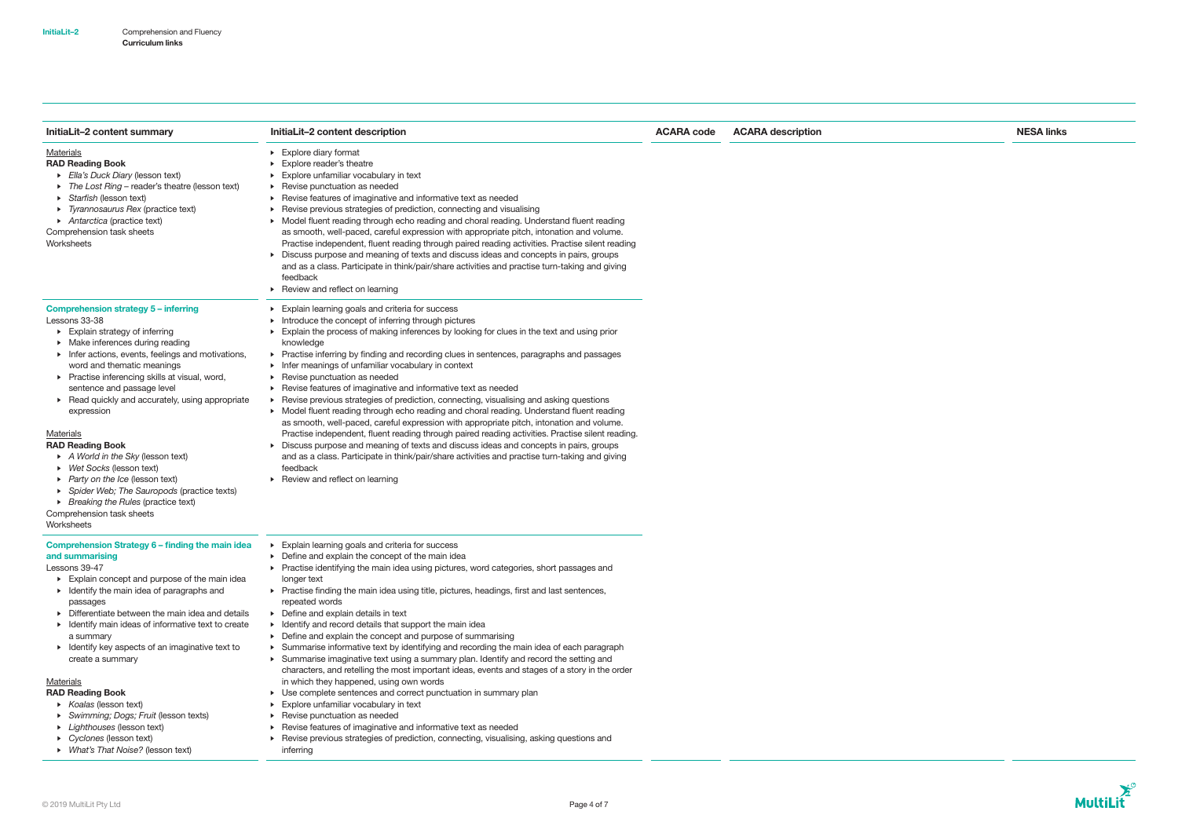| InitiaLit–2 content summary | InitiaLit–2 content description | ACARA code | ACARA description | NESA links |
|---|---|---|---|---|
| Materials<br>**RAD Reading Book**<br>• *Ella's Duck Diary* (lesson text)<br>• *The Lost Ring* – reader's theatre (lesson text)<br>• *Starfish* (lesson text)<br>• *Tyrannosaurus Rex* (practice text)<br>• *Antarctica* (practice text)<br>Comprehension task sheets<br>Worksheets | • Explore diary format<br>• Explore reader's theatre<br>• Explore unfamiliar vocabulary in text<br>• Revise punctuation as needed<br>• Revise features of imaginative and informative text as needed<br>• Revise previous strategies of prediction, connecting and visualising<br>• Model fluent reading through echo reading and choral reading. Understand fluent reading as smooth, well-paced, careful expression with appropriate pitch, intonation and volume. Practise independent, fluent reading through paired reading activities. Practise silent reading<br>• Discuss purpose and meaning of texts and discuss ideas and concepts in pairs, groups and as a class. Participate in think/pair/share activities and practise turn-taking and giving feedback<br>• Review and reflect on learning | | | |
| **Comprehension strategy 5 – inferring**<br>Lessons 33-38<br>• Explain strategy of inferring<br>• Make inferences during reading<br>• Infer actions, events, feelings and motivations, word and thematic meanings<br>• Practise inferencing skills at visual, word, sentence and passage level<br>• Read quickly and accurately, using appropriate expression<br><br>Materials<br>**RAD Reading Book**<br>• *A World in the Sky* (lesson text)<br>• *Wet Socks* (lesson text)<br>• *Party on the Ice* (lesson text)<br>• *Spider Web; The Sauropods* (practice texts)<br>• *Breaking the Rules* (practice text)<br>Comprehension task sheets<br>Worksheets | • Explain learning goals and criteria for success<br>• Introduce the concept of inferring through pictures<br>• Explain the process of making inferences by looking for clues in the text and using prior knowledge<br>• Practise inferring by finding and recording clues in sentences, paragraphs and passages<br>• Infer meanings of unfamiliar vocabulary in context<br>• Revise punctuation as needed<br>• Revise features of imaginative and informative text as needed<br>• Revise previous strategies of prediction, connecting, visualising and asking questions<br>• Model fluent reading through echo reading and choral reading. Understand fluent reading as smooth, well-paced, careful expression with appropriate pitch, intonation and volume. Practise independent, fluent reading through paired reading activities. Practise silent reading.<br>• Discuss purpose and meaning of texts and discuss ideas and concepts in pairs, groups and as a class. Participate in think/pair/share activities and practise turn-taking and giving feedback<br>• Review and reflect on learning | | | |
| **Comprehension Strategy 6 – finding the main idea and summarising**<br>Lessons 39-47<br>• Explain concept and purpose of the main idea<br>• Identify the main idea of paragraphs and passages<br>• Differentiate between the main idea and details<br>• Identify main ideas of informative text to create a summary<br>• Identify key aspects of an imaginative text to create a summary<br><br>Materials<br>**RAD Reading Book**<br>• *Koalas* (lesson text)<br>• *Swimming; Dogs; Fruit* (lesson texts)<br>• *Lighthouses* (lesson text)<br>• *Cyclones* (lesson text)<br>• *What's That Noise?* (lesson text) | • Explain learning goals and criteria for success<br>• Define and explain the concept of the main idea<br>• Practise identifying the main idea using pictures, word categories, short passages and longer text<br>• Practise finding the main idea using title, pictures, headings, first and last sentences, repeated words<br>• Define and explain details in text<br>• Identify and record details that support the main idea<br>• Define and explain the concept and purpose of summarising<br>• Summarise informative text by identifying and recording the main idea of each paragraph<br>• Summarise imaginative text using a summary plan. Identify and record the setting and characters, and retelling the most important ideas, events and stages of a story in the order in which they happened, using own words<br>• Use complete sentences and correct punctuation in summary plan<br>• Explore unfamiliar vocabulary in text<br>• Revise punctuation as needed<br>• Revise features of imaginative and informative text as needed<br>• Revise previous strategies of prediction, connecting, visualising, asking questions and inferring | | | |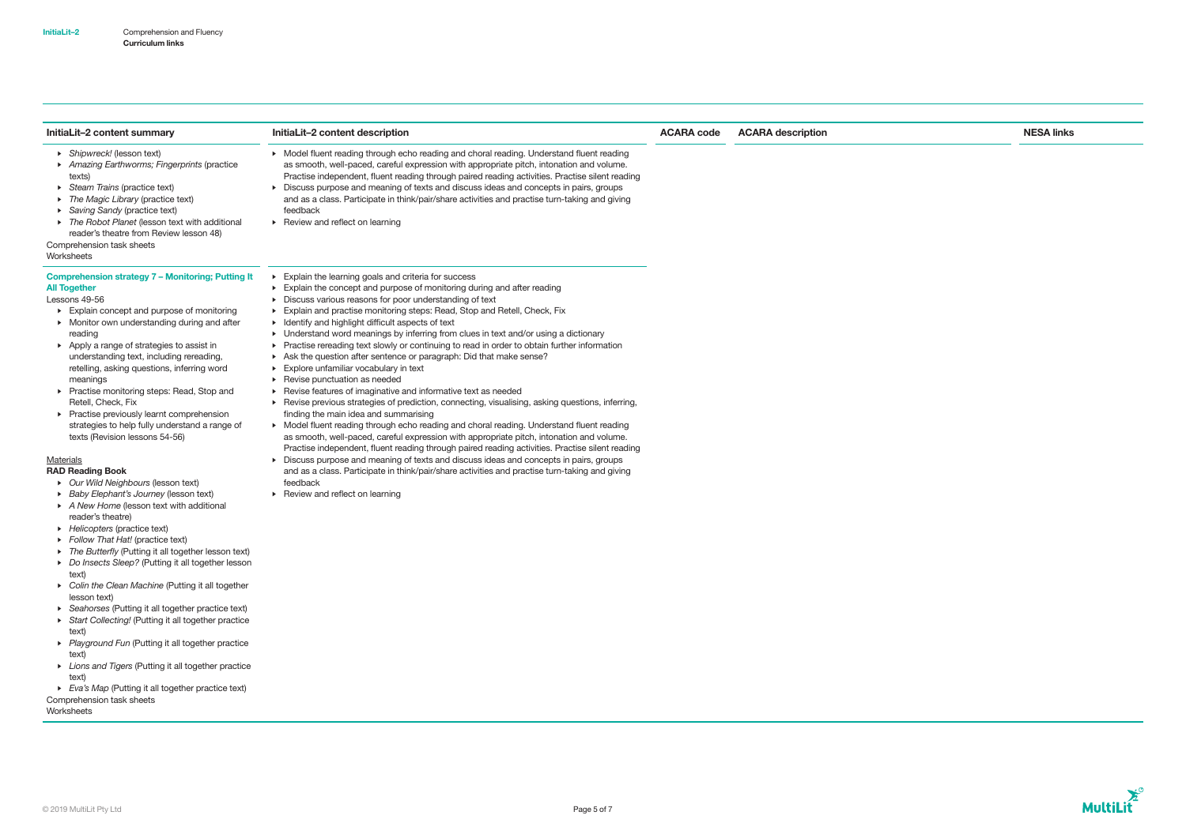| InitiaLit–2 content summary | InitiaLit–2 content description | ACARA code | ACARA description | NESA links |
|---|---|---|---|---|
| ▸ *Shipwreck!* (lesson text)<br>▸ *Amazing Earthworms; Fingerprints* (practice texts)<br>▸ *Steam Trains* (practice text)<br>▸ *The Magic Library* (practice text)<br>▸ *Saving Sandy* (practice text)<br>▸ *The Robot Planet* (lesson text with additional reader's theatre from Review lesson 48)<br>Comprehension task sheets<br>Worksheets | ▸ Model fluent reading through echo reading and choral reading. Understand fluent reading as smooth, well-paced, careful expression with appropriate pitch, intonation and volume. Practise independent, fluent reading through paired reading activities. Practise silent reading<br>▸ Discuss purpose and meaning of texts and discuss ideas and concepts in pairs, groups and as a class. Participate in think/pair/share activities and practise turn-taking and giving feedback<br>▸ Review and reflect on learning | | | |
| **Comprehension strategy 7 – Monitoring; Putting It All Together**<br>Lessons 49-56<br>▸ Explain concept and purpose of monitoring<br>▸ Monitor own understanding during and after reading<br>▸ Apply a range of strategies to assist in understanding text, including rereading, retelling, asking questions, inferring word meanings<br>▸ Practise monitoring steps: Read, Stop and Retell, Check, Fix<br>▸ Practise previously learnt comprehension strategies to help fully understand a range of texts (Revision lessons 54-56)<br><br>Materials<br>**RAD Reading Book**<br>▸ *Our Wild Neighbours* (lesson text)<br>▸ *Baby Elephant's Journey* (lesson text)<br>▸ *A New Home* (lesson text with additional reader's theatre)<br>▸ *Helicopters* (practice text)<br>▸ *Follow That Hat!* (practice text)<br>▸ *The Butterfly* (Putting it all together lesson text)<br>▸ *Do Insects Sleep?* (Putting it all together lesson text)<br>▸ *Colin the Clean Machine* (Putting it all together lesson text)<br>▸ *Seahorses* (Putting it all together practice text)<br>▸ *Start Collecting!* (Putting it all together practice text)<br>▸ *Playground Fun* (Putting it all together practice text)<br>▸ *Lions and Tigers* (Putting it all together practice text)<br>▸ *Eva's Map* (Putting it all together practice text)<br>Comprehension task sheets<br>Worksheets | ▸ Explain the learning goals and criteria for success<br>▸ Explain the concept and purpose of monitoring during and after reading<br>▸ Discuss various reasons for poor understanding of text<br>▸ Explain and practise monitoring steps: Read, Stop and Retell, Check, Fix<br>▸ Identify and highlight difficult aspects of text<br>▸ Understand word meanings by inferring from clues in text and/or using a dictionary<br>▸ Practise rereading text slowly or continuing to read in order to obtain further information<br>▸ Ask the question after sentence or paragraph: Did that make sense?<br>▸ Explore unfamiliar vocabulary in text<br>▸ Revise punctuation as needed<br>▸ Revise features of imaginative and informative text as needed<br>▸ Revise previous strategies of prediction, connecting, visualising, asking questions, inferring, finding the main idea and summarising<br>▸ Model fluent reading through echo reading and choral reading. Understand fluent reading as smooth, well-paced, careful expression with appropriate pitch, intonation and volume. Practise independent, fluent reading through paired reading activities. Practise silent reading<br>▸ Discuss purpose and meaning of texts and discuss ideas and concepts in pairs, groups and as a class. Participate in think/pair/share activities and practise turn-taking and giving feedback<br>▸ Review and reflect on learning | | | |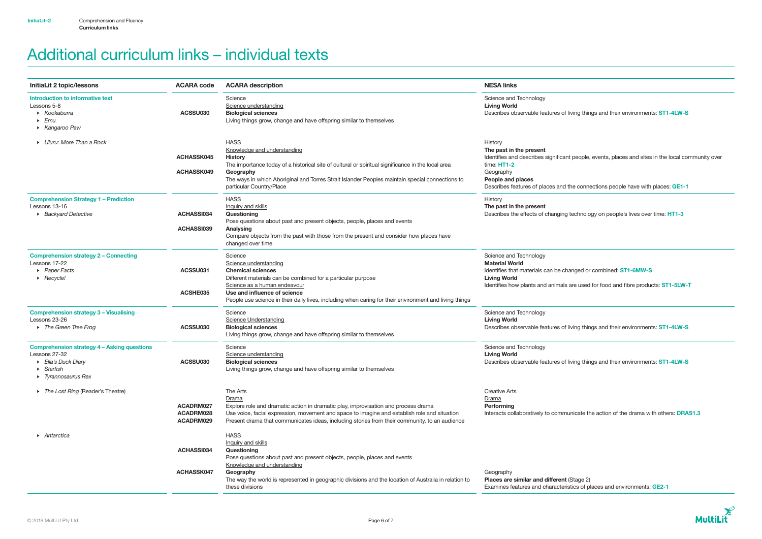# Additional curriculum links – individual texts

| InitiaLit 2 topic/lessons | ACARA code | ACARA description | NESA links |
|---|---|---|---|
| **Introduction to informative text**<br>Lessons 5-8<br>▸ *Kookaburra*<br>▸ *Emu*<br>▸ *Kangaroo Paw* | **ACSSU030** | Science<br>Science understanding<br>**Biological sciences**<br>Living things grow, change and have offspring similar to themselves | Science and Technology<br>**Living World**<br>Describes observable features of living things and their environments: **ST1-4LW-S** |
| ▸ *Uluru: More Than a Rock* | **ACHASSK045**<br><br>**ACHASSK049** | HASS<br>Knowledge and understanding<br>**History**<br>The importance today of a historical site of cultural or spiritual significance in the local area<br>**Geography**<br>The ways in which Aboriginal and Torres Strait Islander Peoples maintain special connections to particular Country/Place | History<br>**The past in the present**<br>Identifies and describes significant people, events, places and sites in the local community over time: **HT1-2**<br>Geography<br>**People and places**<br>Describes features of places and the connections people have with places: **GE1-1** |
| **Comprehension Strategy 1 – Prediction**<br>Lessons 13-16<br>▸ *Backyard Detective* | **ACHASSI034**<br><br>**ACHASSI039** | HASS<br>Inquiry and skills<br>**Questioning**<br>Pose questions about past and present objects, people, places and events<br>**Analysing**<br>Compare objects from the past with those from the present and consider how places have changed over time | History<br>**The past in the present**<br>Describes the effects of changing technology on people's lives over time: **HT1-3** |
| **Comprehension strategy 2 – Connecting**<br>Lessons 17-22<br>▸ *Paper Facts*<br>▸ *Recycle!* | **ACSSU031**<br><br>**ACSHE035** | Science<br>Science understanding<br>**Chemical sciences**<br>Different materials can be combined for a particular purpose<br>Science as a human endeavour<br>**Use and influence of science**<br>People use science in their daily lives, including when caring for their environment and living things | Science and Technology<br>**Material World**<br>Identifies that materials can be changed or combined: **ST1-6MW-S**<br>**Living World**<br>Identifies how plants and animals are used for food and fibre products: **ST1-5LW-T** |
| **Comprehension strategy 3 – Visualising**<br>Lessons 23-26<br>▸ *The Green Tree Frog* | **ACSSU030** | Science<br>Science Understanding<br>**Biological sciences**<br>Living things grow, change and have offspring similar to themselves | Science and Technology<br>**Living World**<br>Describes observable features of living things and their environments: **ST1-4LW-S** |
| **Comprehension strategy 4 – Asking questions**<br>Lessons 27-32<br>▸ *Ella's Duck Diary*<br>▸ *Starfish*<br>▸ *Tyrannosaurus Rex* | **ACSSU030** | Science<br>Science understanding<br>**Biological sciences**<br>Living things grow, change and have offspring similar to themselves | Science and Technology<br>**Living World**<br>Describes observable features of living things and their environments: **ST1-4LW-S** |
| ▸ *The Lost Ring* (Reader's Theatre) | **ACADRM027**<br>**ACADRM028**<br>**ACADRM029** | The Arts<br>Drama<br>Explore role and dramatic action in dramatic play, improvisation and process drama<br>Use voice, facial expression, movement and space to imagine and establish role and situation<br>Present drama that communicates ideas, including stories from their community, to an audience | Creative Arts<br>Drama<br>**Performing**<br>Interacts collaboratively to communicate the action of the drama with others: **DRAS1.3** |
| ▸ *Antarctica* | **ACHASSI034**<br><br>**ACHASSK047** | HASS<br>Inquiry and skills<br>**Questioning**<br>Pose questions about past and present objects, people, places and events<br>Knowledge and understanding<br>**Geography**<br>The way the world is represented in geographic divisions and the location of Australia in relation to these divisions | Geography<br>**Places are similar and different** (Stage 2)<br>Examines features and characteristics of places and environments: **GE2-1** |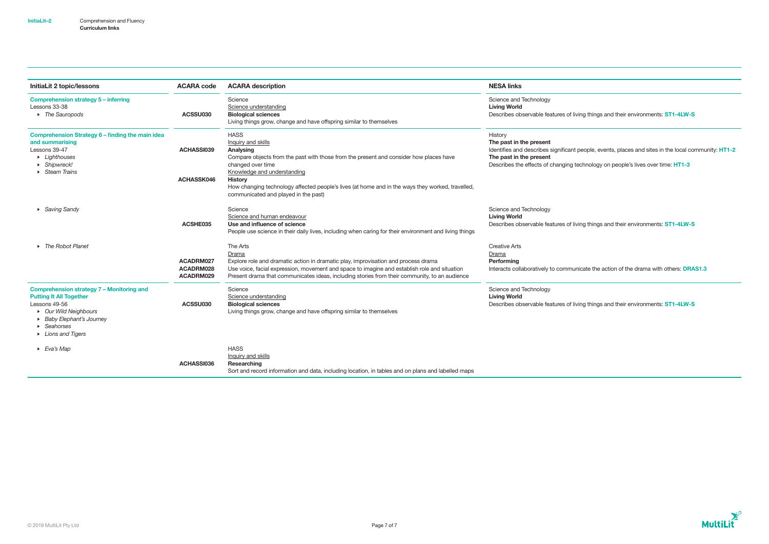| InitiaLit 2 topic/lessons | ACARA code | ACARA description | NESA links |
| --- | --- | --- | --- |
| **Comprehension strategy 5 – inferring**<br>Lessons 33-38<br>▸ *The Sauropods* | **ACSSU030** | Science<br>Science understanding<br>**Biological sciences**<br>Living things grow, change and have offspring similar to themselves | Science and Technology<br>**Living World**<br>Describes observable features of living things and their environments: **ST1-4LW-S** |
| **Comprehension Strategy 6 – finding the main idea and summarising**<br>Lessons 39-47<br>▸ *Lighthouses*<br>▸ *Shipwreck!*<br>▸ *Steam Trains* | **ACHASSI039**<br><br>**ACHASSK046** | HASS<br>Inquiry and skills<br>**Analysing**<br>Compare objects from the past with those from the present and consider how places have changed over time<br>Knowledge and understanding<br>**History**<br>How changing technology affected people's lives (at home and in the ways they worked, travelled, communicated and played in the past) | History<br>**The past in the present**<br>Identifies and describes significant people, events, places and sites in the local community: **HT1-2**<br>**The past in the present**<br>Describes the effects of changing technology on people's lives over time: **HT1-3** |
| ▸ *Saving Sandy* | **ACSHE035** | Science<br>Science and human endeavour<br>**Use and influence of science**<br>People use science in their daily lives, including when caring for their environment and living things | Science and Technology<br>**Living World**<br>Describes observable features of living things and their environments: **ST1-4LW-S** |
| ▸ *The Robot Planet* | **ACADRM027**<br>**ACADRM028**<br>**ACADRM029** | The Arts<br>Drama<br>Explore role and dramatic action in dramatic play, improvisation and process drama<br>Use voice, facial expression, movement and space to imagine and establish role and situation<br>Present drama that communicates ideas, including stories from their community, to an audience | Creative Arts<br>Drama<br>**Performing**<br>Interacts collaboratively to communicate the action of the drama with others: **DRAS1.3** |
| **Comprehension strategy 7 – Monitoring and Putting It All Together**<br>Lessons 49-56<br>▸ *Our Wild Neighbours*<br>▸ *Baby Elephant's Journey*<br>▸ *Seahorses*<br>▸ *Lions and Tigers* | **ACSSU030** | Science<br>Science understanding<br>**Biological sciences**<br>Living things grow, change and have offspring similar to themselves | Science and Technology<br>**Living World**<br>Describes observable features of living things and their environments: **ST1-4LW-S** |
| ▸ *Eva's Map* | **ACHASSI036** | HASS<br>Inquiry and skills<br>**Researching**<br>Sort and record information and data, including location, in tables and on plans and labelled maps | |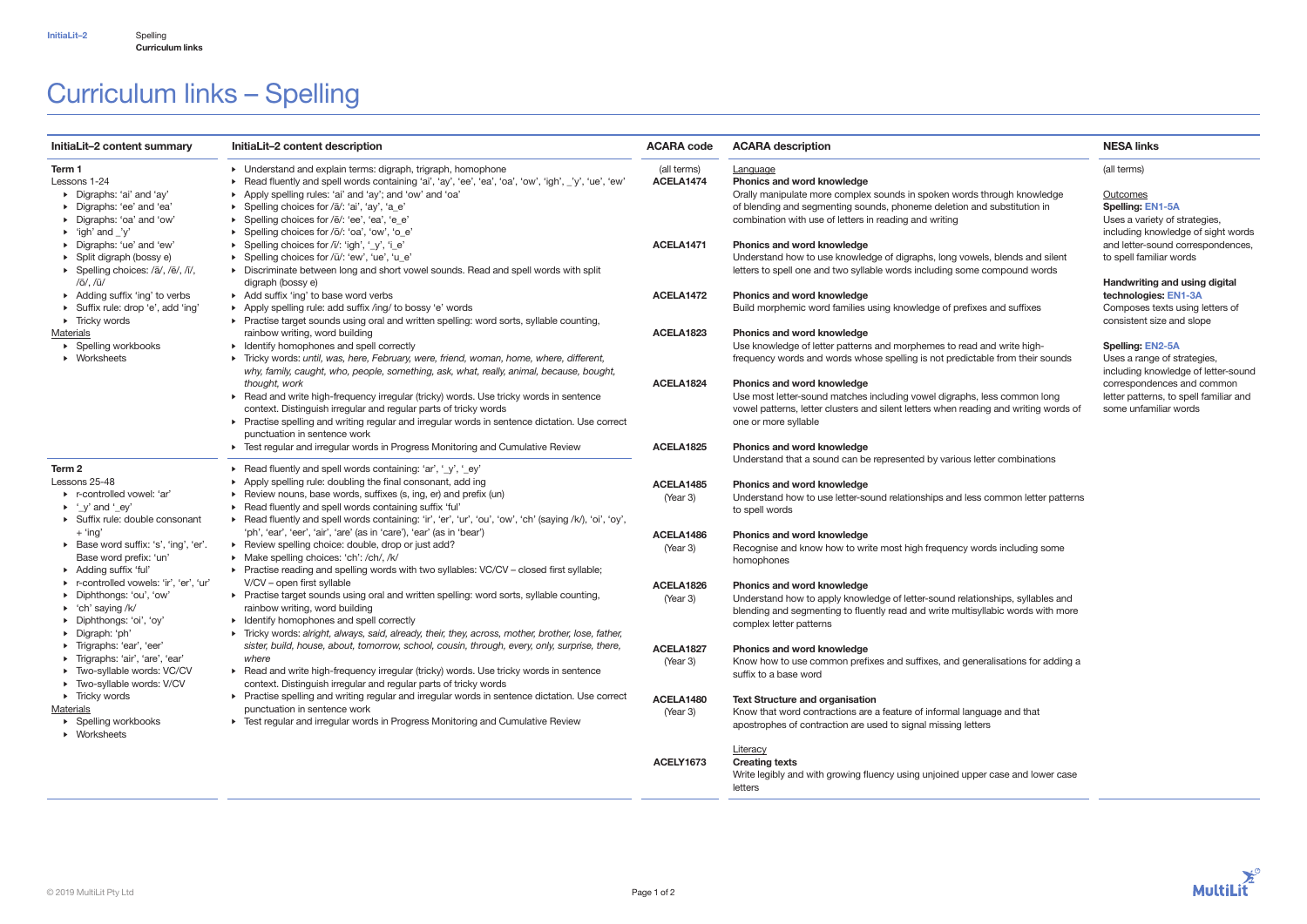# Curriculum links – Spelling

| InitiaLit–2 content summary | InitiaLit–2 content description | ACARA code | ACARA description | NESA links |
|---|---|---|---|---|
| **Term 1**<br>Lessons 1-24<br>▸ Digraphs: 'ai' and 'ay'<br>▸ Digraphs: 'ee' and 'ea'<br>▸ Digraphs: 'oa' and 'ow'<br>▸ 'igh' and _'y'<br>▸ Digraphs: 'ue' and 'ew'<br>▸ Split digraph (bossy e)<br>▸ Spelling choices: /ā/, /ē/, /ī/, /ō/, /ū/<br>▸ Adding suffix 'ing' to verbs<br>▸ Suffix rule: drop 'e', add 'ing'<br>▸ Tricky words<br>Materials<br>▸ Spelling workbooks<br>▸ Worksheets | ▸ Understand and explain terms: digraph, trigraph, homophone<br>▸ Read fluently and spell words containing 'ai', 'ay', 'ee', 'ea', 'oa', 'ow', 'igh', _'y', 'ue', 'ew'<br>▸ Apply spelling rules: 'ai' and 'ay'; and 'ow' and 'oa'<br>▸ Spelling choices for /ā/: 'ai', 'ay', 'a_e'<br>▸ Spelling choices for /ē/: 'ee', 'ea', 'e_e'<br>▸ Spelling choices for /ō/: 'oa', 'ow', 'o_e'<br>▸ Spelling choices for /ī/: 'igh', '_y', 'i_e'<br>▸ Spelling choices for /ū/: 'ew', 'ue', 'u_e'<br>▸ Discriminate between long and short vowel sounds. Read and spell words with split digraph (bossy e)<br>▸ Add suffix 'ing' to base word verbs<br>▸ Apply spelling rule: add suffix /ing/ to bossy 'e' words<br>▸ Practise target sounds using oral and written spelling: word sorts, syllable counting, rainbow writing, word building<br>▸ Identify homophones and spell correctly<br>▸ Tricky words: *until, was, here, February, were, friend, woman, home, where, different, why, family, caught, who, people, something, ask, what, really, animal, because, bought, thought, work*<br>▸ Read and write high-frequency irregular (tricky) words. Use tricky words in sentence context. Distinguish irregular and regular parts of tricky words<br>▸ Practise spelling and writing regular and irregular words in sentence dictation. Use correct punctuation in sentence work<br>▸ Test regular and irregular words in Progress Monitoring and Cumulative Review | (all terms)<br>**ACELA1474** | Language<br>**Phonics and word knowledge**<br>Orally manipulate more complex sounds in spoken words through knowledge of blending and segmenting sounds, phoneme deletion and substitution in combination with use of letters in reading and writing | (all terms)<br><br>Outcomes<br>**Spelling: EN1-5A**<br>Uses a variety of strategies, including knowledge of sight words and letter-sound correspondences, to spell familiar words<br><br>**Handwriting and using digital technologies: EN1-3A**<br>Composes texts using letters of consistent size and slope<br><br>**Spelling: EN2-5A**<br>Uses a range of strategies, including knowledge of letter-sound correspondences and common letter patterns, to spell familiar and some unfamiliar words |
| | | **ACELA1471** | **Phonics and word knowledge**<br>Understand how to use knowledge of digraphs, long vowels, blends and silent letters to spell one and two syllable words including some compound words | |
| | | **ACELA1472** | **Phonics and word knowledge**<br>Build morphemic word families using knowledge of prefixes and suffixes | |
| | | **ACELA1823** | **Phonics and word knowledge**<br>Use knowledge of letter patterns and morphemes to read and write high-frequency words and words whose spelling is not predictable from their sounds | |
| | | **ACELA1824** | **Phonics and word knowledge**<br>Use most letter-sound matches including vowel digraphs, less common long vowel patterns, letter clusters and silent letters when reading and writing words of one or more syllable | |
| | | **ACELA1825** | **Phonics and word knowledge**<br>Understand that a sound can be represented by various letter combinations | |
| **Term 2**<br>Lessons 25-48<br>▸ r-controlled vowel: 'ar'<br>▸ '_y' and '_ey'<br>▸ Suffix rule: double consonant + 'ing'<br>▸ Base word suffix: 's', 'ing', 'er'. Base word prefix: 'un'<br>▸ Adding suffix 'ful'<br>▸ r-controlled vowels: 'ir', 'er', 'ur'<br>▸ Diphthongs: 'ou', 'ow'<br>▸ 'ch' saying /k/<br>▸ Diphthongs: 'oi', 'oy'<br>▸ Digraph: 'ph'<br>▸ Trigraphs: 'ear', 'eer'<br>▸ Trigraphs: 'air', 'are', 'ear'<br>▸ Two-syllable words: VC/CV<br>▸ Two-syllable words: V/CV<br>▸ Tricky words<br>Materials<br>▸ Spelling workbooks<br>▸ Worksheets | ▸ Read fluently and spell words containing: 'ar', '_y', '_ey'<br>▸ Apply spelling rule: doubling the final consonant, add ing<br>▸ Review nouns, base words, suffixes (s, ing, er) and prefix (un)<br>▸ Read fluently and spell words containing suffix 'ful'<br>▸ Read fluently and spell words containing: 'ir', 'er', 'ur', 'ou', 'ow', 'ch' (saying /k/), 'oi', 'oy', 'ph', 'ear', 'eer', 'air', 'are' (as in 'care'), 'ear' (as in 'bear')<br>▸ Review spelling choice: double, drop or just add?<br>▸ Make spelling choices: 'ch': /ch/, /k/<br>▸ Practise reading and spelling words with two syllables: VC/CV – closed first syllable; V/CV – open first syllable<br>▸ Practise target sounds using oral and written spelling: word sorts, syllable counting, rainbow writing, word building<br>▸ Identify homophones and spell correctly<br>▸ Tricky words: *alright, always, said, already, their, they, across, mother, brother, lose, father, sister, build, house, about, tomorrow, school, cousin, through, every, only, surprise, there, where*<br>▸ Read and write high-frequency irregular (tricky) words. Use tricky words in sentence context. Distinguish irregular and regular parts of tricky words<br>▸ Practise spelling and writing regular and irregular words in sentence dictation. Use correct punctuation in sentence work<br>▸ Test regular and irregular words in Progress Monitoring and Cumulative Review | **ACELA1485**<br>(Year 3) | **Phonics and word knowledge**<br>Understand how to use letter-sound relationships and less common letter patterns to spell words | |
| | | **ACELA1486**<br>(Year 3) | **Phonics and word knowledge**<br>Recognise and know how to write most high frequency words including some homophones | |
| | | **ACELA1826**<br>(Year 3) | **Phonics and word knowledge**<br>Understand how to apply knowledge of letter-sound relationships, syllables and blending and segmenting to fluently read and write multisyllabic words with more complex letter patterns | |
| | | **ACELA1827**<br>(Year 3) | **Phonics and word knowledge**<br>Know how to use common prefixes and suffixes, and generalisations for adding a suffix to a base word | |
| | | **ACELA1480**<br>(Year 3) | **Text Structure and organisation**<br>Know that word contractions are a feature of informal language and that apostrophes of contraction are used to signal missing letters | |
| | | **ACELY1673** | Literacy<br>**Creating texts**<br>Write legibly and with growing fluency using unjoined upper case and lower case letters | |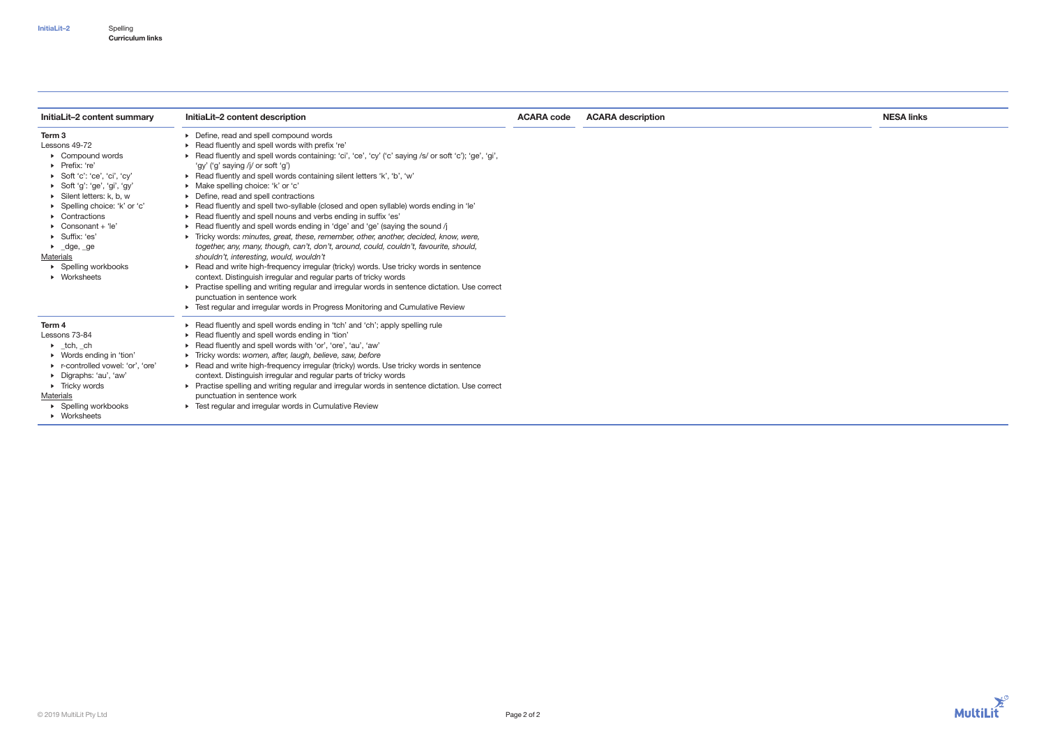| InitiaLit–2 content summary | InitiaLit–2 content description | ACARA code | ACARA description | NESA links |
| --- | --- | --- | --- | --- |
| **Term 3**<br>Lessons 49-72<br>▸ Compound words<br>▸ Prefix: 're'<br>▸ Soft 'c': 'ce', 'ci', 'cy'<br>▸ Soft 'g': 'ge', 'gi', 'gy'<br>▸ Silent letters: k, b, w<br>▸ Spelling choice: 'k' or 'c'<br>▸ Contractions<br>▸ Consonant + 'le'<br>▸ Suffix: 'es'<br>▸ _dge, _ge<br>Materials<br>▸ Spelling workbooks<br>▸ Worksheets | ▸ Define, read and spell compound words<br>▸ Read fluently and spell words with prefix 're'<br>▸ Read fluently and spell words containing: 'ci', 'ce', 'cy' ('c' saying /s/ or soft 'c'); 'ge', 'gi', 'gy' ('g' saying /j/ or soft 'g')<br>▸ Read fluently and spell words containing silent letters 'k', 'b', 'w'<br>▸ Make spelling choice: 'k' or 'c'<br>▸ Define, read and spell contractions<br>▸ Read fluently and spell two-syllable (closed and open syllable) words ending in 'le'<br>▸ Read fluently and spell nouns and verbs ending in suffix 'es'<br>▸ Read fluently and spell words ending in 'dge' and 'ge' (saying the sound /j<br>▸ Tricky words: *minutes, great, these, remember, other, another, decided, know, were, together, any, many, though, can't, don't, around, could, couldn't, favourite, should, shouldn't, interesting, would, wouldn't*<br>▸ Read and write high-frequency irregular (tricky) words. Use tricky words in sentence context. Distinguish irregular and regular parts of tricky words<br>▸ Practise spelling and writing regular and irregular words in sentence dictation. Use correct punctuation in sentence work<br>▸ Test regular and irregular words in Progress Monitoring and Cumulative Review | | | |
| **Term 4**<br>Lessons 73-84<br>▸ _tch, _ch<br>▸ Words ending in 'tion'<br>▸ r-controlled vowel: 'or', 'ore'<br>▸ Digraphs: 'au', 'aw'<br>▸ Tricky words<br>Materials<br>▸ Spelling workbooks<br>▸ Worksheets | ▸ Read fluently and spell words ending in 'tch' and 'ch'; apply spelling rule<br>▸ Read fluently and spell words ending in 'tion'<br>▸ Read fluently and spell words with 'or', 'ore', 'au', 'aw'<br>▸ Tricky words: *women, after, laugh, believe, saw, before*<br>▸ Read and write high-frequency irregular (tricky) words. Use tricky words in sentence context. Distinguish irregular and regular parts of tricky words<br>▸ Practise spelling and writing regular and irregular words in sentence dictation. Use correct punctuation in sentence work<br>▸ Test regular and irregular words in Cumulative Review | | | |

© 2019 MultiLit Pty Ltd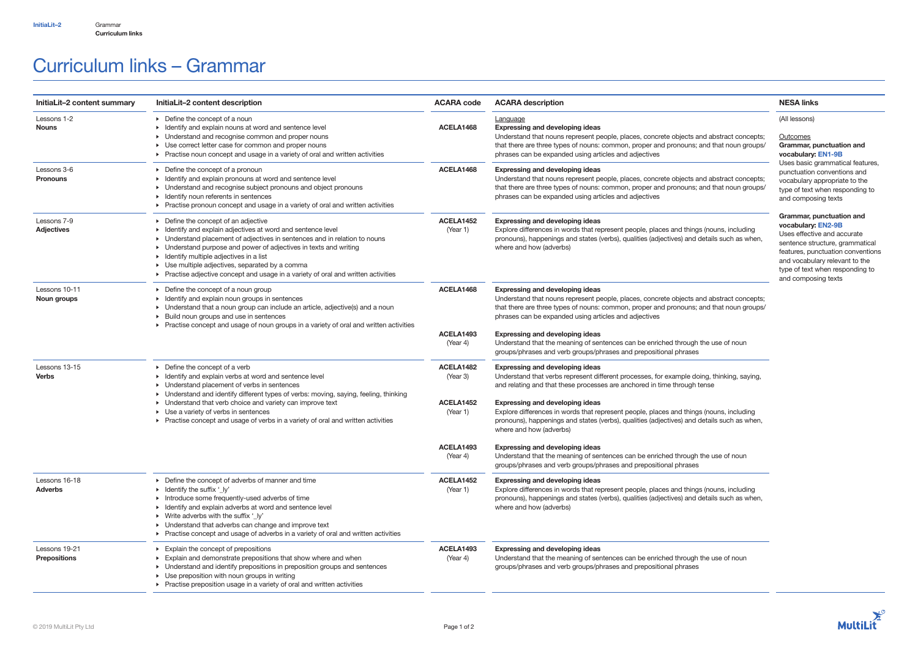# Curriculum links – Grammar

| InitiaLit–2 content summary | InitiaLit–2 content description | ACARA code | ACARA description | NESA links |
|---|---|---|---|---|
| Lessons 1-2 **Nouns** | ▸ Define the concept of a noun<br>▸ Identify and explain nouns at word and sentence level<br>▸ Understand and recognise common and proper nouns<br>▸ Use correct letter case for common and proper nouns<br>▸ Practise noun concept and usage in a variety of oral and written activities | **ACELA1468** | Language<br>**Expressing and developing ideas**<br>Understand that nouns represent people, places, concrete objects and abstract concepts; that there are three types of nouns: common, proper and pronouns; and that noun groups/phrases can be expanded using articles and adjectives | (All lessons)<br><br>Outcomes<br>**Grammar, punctuation and vocabulary: EN1-9B**<br>Uses basic grammatical features, punctuation conventions and vocabulary appropriate to the type of text when responding to and composing texts<br><br>**Grammar, punctuation and vocabulary: EN2-9B**<br>Uses effective and accurate sentence structure, grammatical features, punctuation conventions and vocabulary relevant to the type of text when responding to and composing texts |
| Lessons 3-6 **Pronouns** | ▸ Define the concept of a pronoun<br>▸ Identify and explain pronouns at word and sentence level<br>▸ Understand and recognise subject pronouns and object pronouns<br>▸ Identify noun referents in sentences<br>▸ Practise pronoun concept and usage in a variety of oral and written activities | **ACELA1468** | **Expressing and developing ideas**<br>Understand that nouns represent people, places, concrete objects and abstract concepts; that there are three types of nouns: common, proper and pronouns; and that noun groups/phrases can be expanded using articles and adjectives | |
| Lessons 7-9 **Adjectives** | ▸ Define the concept of an adjective<br>▸ Identify and explain adjectives at word and sentence level<br>▸ Understand placement of adjectives in sentences and in relation to nouns<br>▸ Understand purpose and power of adjectives in texts and writing<br>▸ Identify multiple adjectives in a list<br>▸ Use multiple adjectives, separated by a comma<br>▸ Practise adjective concept and usage in a variety of oral and written activities | **ACELA1452** (Year 1) | **Expressing and developing ideas**<br>Explore differences in words that represent people, places and things (nouns, including pronouns), happenings and states (verbs), qualities (adjectives) and details such as when, where and how (adverbs) | |
| Lessons 10-11 **Noun groups** | ▸ Define the concept of a noun group<br>▸ Identify and explain noun groups in sentences<br>▸ Understand that a noun group can include an article, adjective(s) and a noun<br>▸ Build noun groups and use in sentences<br>▸ Practise concept and usage of noun groups in a variety of oral and written activities | **ACELA1468**<br><br>**ACELA1493** (Year 4) | **Expressing and developing ideas**<br>Understand that nouns represent people, places, concrete objects and abstract concepts; that there are three types of nouns: common, proper and pronouns; and that noun groups/phrases can be expanded using articles and adjectives<br><br>**Expressing and developing ideas**<br>Understand that the meaning of sentences can be enriched through the use of noun groups/phrases and verb groups/phrases and prepositional phrases | |
| Lessons 13-15 **Verbs** | ▸ Define the concept of a verb<br>▸ Identify and explain verbs at word and sentence level<br>▸ Understand placement of verbs in sentences<br>▸ Understand and identify different types of verbs: moving, saying, feeling, thinking<br>▸ Understand that verb choice and variety can improve text<br>▸ Use a variety of verbs in sentences<br>▸ Practise concept and usage of verbs in a variety of oral and written activities | **ACELA1482** (Year 3)<br><br>**ACELA1452** (Year 1)<br><br>**ACELA1493** (Year 4) | **Expressing and developing ideas**<br>Understand that verbs represent different processes, for example doing, thinking, saying, and relating and that these processes are anchored in time through tense<br><br>**Expressing and developing ideas**<br>Explore differences in words that represent people, places and things (nouns, including pronouns), happenings and states (verbs), qualities (adjectives) and details such as when, where and how (adverbs)<br><br>**Expressing and developing ideas**<br>Understand that the meaning of sentences can be enriched through the use of noun groups/phrases and verb groups/phrases and prepositional phrases | |
| Lessons 16-18 **Adverbs** | ▸ Define the concept of adverbs of manner and time<br>▸ Identify the suffix '_ly'<br>▸ Introduce some frequently-used adverbs of time<br>▸ Identify and explain adverbs at word and sentence level<br>▸ Write adverbs with the suffix '_ly'<br>▸ Understand that adverbs can change and improve text<br>▸ Practise concept and usage of adverbs in a variety of oral and written activities | **ACELA1452** (Year 1) | **Expressing and developing ideas**<br>Explore differences in words that represent people, places and things (nouns, including pronouns), happenings and states (verbs), qualities (adjectives) and details such as when, where and how (adverbs) | |
| Lessons 19-21 **Prepositions** | ▸ Explain the concept of prepositions<br>▸ Explain and demonstrate prepositions that show where and when<br>▸ Understand and identify prepositions in preposition groups and sentences<br>▸ Use preposition with noun groups in writing<br>▸ Practise preposition usage in a variety of oral and written activities | **ACELA1493** (Year 4) | **Expressing and developing ideas**<br>Understand that the meaning of sentences can be enriched through the use of noun groups/phrases and verb groups/phrases and prepositional phrases | |

© 2019 MultiLit Pty Ltd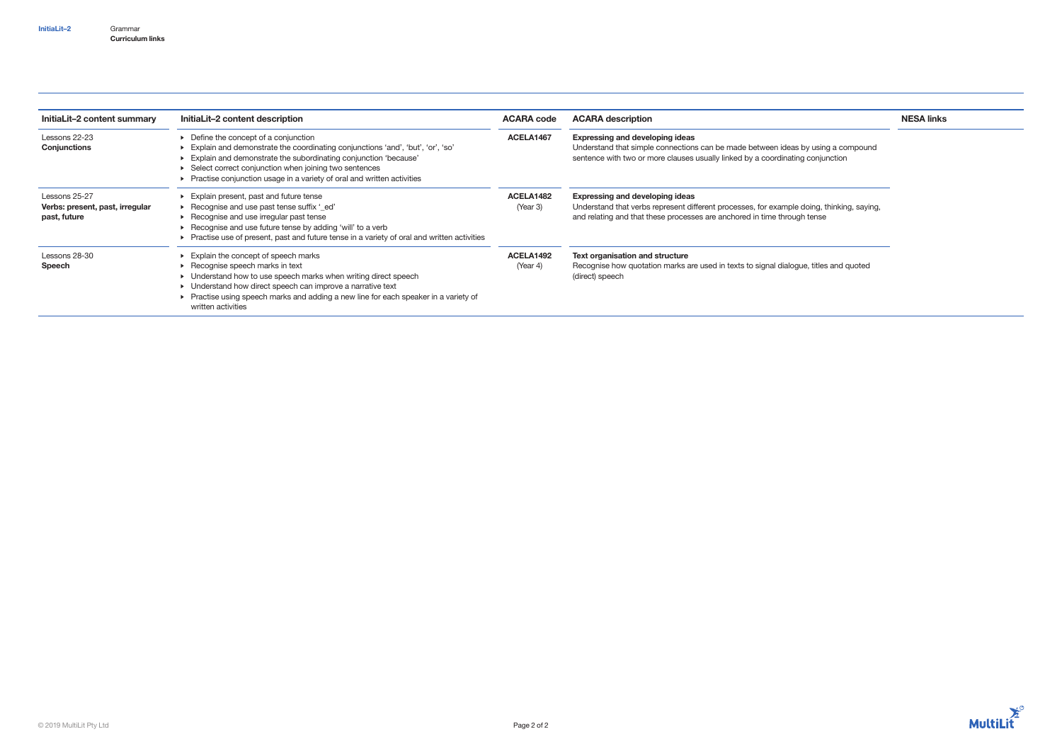InitiaLit–2 Grammar **Curriculum links**

| InitiaLit–2 content summary | InitiaLit–2 content description | ACARA code | ACARA description | NESA links |
|---|---|---|---|---|
| Lessons 22-23 **Conjunctions** | ▸ Define the concept of a conjunction<br>▸ Explain and demonstrate the coordinating conjunctions 'and', 'but', 'or', 'so'<br>▸ Explain and demonstrate the subordinating conjunction 'because'<br>▸ Select correct conjunction when joining two sentences<br>▸ Practise conjunction usage in a variety of oral and written activities | **ACELA1467** | **Expressing and developing ideas**<br>Understand that simple connections can be made between ideas by using a compound sentence with two or more clauses usually linked by a coordinating conjunction | |
| Lessons 25-27 **Verbs: present, past, irregular past, future** | ▸ Explain present, past and future tense<br>▸ Recognise and use past tense suffix '_ed'<br>▸ Recognise and use irregular past tense<br>▸ Recognise and use future tense by adding 'will' to a verb<br>▸ Practise use of present, past and future tense in a variety of oral and written activities | **ACELA1482** (Year 3) | **Expressing and developing ideas**<br>Understand that verbs represent different processes, for example doing, thinking, saying, and relating and that these processes are anchored in time through tense | |
| Lessons 28-30 **Speech** | ▸ Explain the concept of speech marks<br>▸ Recognise speech marks in text<br>▸ Understand how to use speech marks when writing direct speech<br>▸ Understand how direct speech can improve a narrative text<br>▸ Practise using speech marks and adding a new line for each speaker in a variety of written activities | **ACELA1492** (Year 4) | **Text organisation and structure**<br>Recognise how quotation marks are used in texts to signal dialogue, titles and quoted (direct) speech | |

© 2019 MultiLit Pty Ltd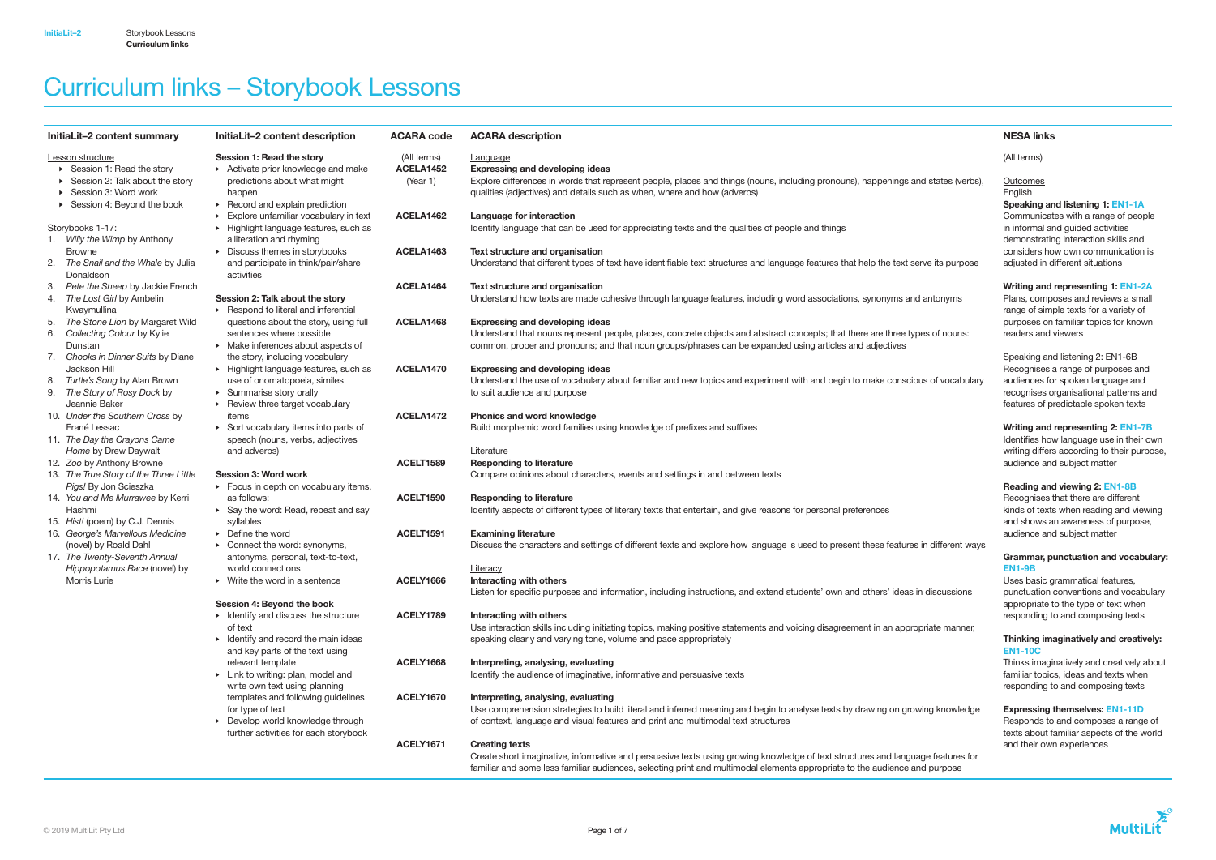# Curriculum links – Storybook Lessons

| InitiaLit–2 content summary | InitiaLit–2 content description | ACARA code | ACARA description | NESA links |
|---|---|---|---|---|
| Lesson structure<br>▸ Session 1: Read the story<br>▸ Session 2: Talk about the story<br>▸ Session 3: Word work<br>▸ Session 4: Beyond the book<br><br>Storybooks 1-17:<br>1. *Willy the Wimp* by Anthony Browne<br>2. *The Snail and the Whale* by Julia Donaldson<br>3. *Pete the Sheep* by Jackie French<br>4. *The Lost Girl* by Ambelin Kwaymullina<br>5. *The Stone Lion* by Margaret Wild<br>6. *Collecting Colour* by Kylie Dunstan<br>7. *Chooks in Dinner Suits* by Diane Jackson Hill<br>8. *Turtle's Song* by Alan Brown<br>9. *The Story of Rosy Dock* by Jeannie Baker<br>10. *Under the Southern Cross* by Frané Lessac<br>11. *The Day the Crayons Came Home* by Drew Daywalt<br>12. *Zoo* by Anthony Browne<br>13. *The True Story of the Three Little Pigs!* By Jon Scieszka<br>14. *You and Me Murrawee* by Kerri Hashmi<br>15. *Hist!* (poem) by C.J. Dennis<br>16. *George's Marvellous Medicine* (novel) by Roald Dahl<br>17. *The Twenty-Seventh Annual Hippopotamus Race* (novel) by Morris Lurie | **Session 1: Read the story**<br>▸ Activate prior knowledge and make predictions about what might happen<br>▸ Record and explain prediction<br>▸ Explore unfamiliar vocabulary in text<br>▸ Highlight language features, such as alliteration and rhyming<br>▸ Discuss themes in storybooks and participate in think/pair/share activities<br><br>**Session 2: Talk about the story**<br>▸ Respond to literal and inferential questions about the story, using full sentences where possible<br>▸ Make inferences about aspects of the story, including vocabulary<br>▸ Highlight language features, such as use of onomatopoeia, similes<br>▸ Summarise story orally<br>▸ Review three target vocabulary items<br>▸ Sort vocabulary items into parts of speech (nouns, verbs, adjectives and adverbs)<br><br>**Session 3: Word work**<br>▸ Focus in depth on vocabulary items, as follows:<br>▸ Say the word: Read, repeat and say syllables<br>▸ Define the word<br>▸ Connect the word: synonyms, antonyms, personal, text-to-text, world connections<br>▸ Write the word in a sentence<br><br>**Session 4: Beyond the book**<br>▸ Identify and discuss the structure of text<br>▸ Identify and record the main ideas and key parts of the text using relevant template<br>▸ Link to writing: plan, model and write own text using planning templates and following guidelines for type of text<br>▸ Develop world knowledge through further activities for each storybook | (All terms)<br>**ACELA1452**<br>(Year 1) | Language<br>**Expressing and developing ideas**<br>Explore differences in words that represent people, places and things (nouns, including pronouns), happenings and states (verbs), qualities (adjectives) and details such as when, where and how (adverbs) | (All terms)<br><br>Outcomes<br>English<br>**Speaking and listening 1: EN1-1A**<br>Communicates with a range of people in informal and guided activities demonstrating interaction skills and considers how own communication is adjusted in different situations<br><br>**Writing and representing 1: EN1-2A**<br>Plans, composes and reviews a small range of simple texts for a variety of purposes on familiar topics for known readers and viewers<br><br>Speaking and listening 2: EN1-6B<br>Recognises a range of purposes and audiences for spoken language and recognises organisational patterns and features of predictable spoken texts<br><br>**Writing and representing 2: EN1-7B**<br>Identifies how language use in their own writing differs according to their purpose, audience and subject matter<br><br>**Reading and viewing 2: EN1-8B**<br>Recognises that there are different kinds of texts when reading and viewing and shows an awareness of purpose, audience and subject matter<br><br>**Grammar, punctuation and vocabulary: EN1-9B**<br>Uses basic grammatical features, punctuation conventions and vocabulary appropriate to the type of text when responding to and composing texts<br><br>**Thinking imaginatively and creatively: EN1-10C**<br>Thinks imaginatively and creatively about familiar topics, ideas and texts when responding to and composing texts<br><br>**Expressing themselves: EN1-11D**<br>Responds to and composes a range of texts about familiar aspects of the world and their own experiences |
| | | **ACELA1462** | **Language for interaction**<br>Identify language that can be used for appreciating texts and the qualities of people and things | |
| | | **ACELA1463** | **Text structure and organisation**<br>Understand that different types of text have identifiable text structures and language features that help the text serve its purpose | |
| | | **ACELA1464** | **Text structure and organisation**<br>Understand how texts are made cohesive through language features, including word associations, synonyms and antonyms | |
| | | **ACELA1468** | **Expressing and developing ideas**<br>Understand that nouns represent people, places, concrete objects and abstract concepts; that there are three types of nouns: common, proper and pronouns; and that noun groups/phrases can be expanded using articles and adjectives | |
| | | **ACELA1470** | **Expressing and developing ideas**<br>Understand the use of vocabulary about familiar and new topics and experiment with and begin to make conscious of vocabulary to suit audience and purpose | |
| | | **ACELA1472** | **Phonics and word knowledge**<br>Build morphemic word families using knowledge of prefixes and suffixes | |
| | | **ACELT1589** | Literature<br>**Responding to literature**<br>Compare opinions about characters, events and settings in and between texts | |
| | | **ACELT1590** | **Responding to literature**<br>Identify aspects of different types of literary texts that entertain, and give reasons for personal preferences | |
| | | **ACELT1591** | **Examining literature**<br>Discuss the characters and settings of different texts and explore how language is used to present these features in different ways | |
| | | **ACELY1666** | Literacy<br>**Interacting with others**<br>Listen for specific purposes and information, including instructions, and extend students' own and others' ideas in discussions | |
| | | **ACELY1789** | **Interacting with others**<br>Use interaction skills including initiating topics, making positive statements and voicing disagreement in an appropriate manner, speaking clearly and varying tone, volume and pace appropriately | |
| | | **ACELY1668** | **Interpreting, analysing, evaluating**<br>Identify the audience of imaginative, informative and persuasive texts | |
| | | **ACELY1670** | **Interpreting, analysing, evaluating**<br>Use comprehension strategies to build literal and inferred meaning and begin to analyse texts by drawing on growing knowledge of context, language and visual features and print and multimodal text structures | |
| | | **ACELY1671** | **Creating texts**<br>Create short imaginative, informative and persuasive texts using growing knowledge of text structures and language features for familiar and some less familiar audiences, selecting print and multimodal elements appropriate to the audience and purpose | |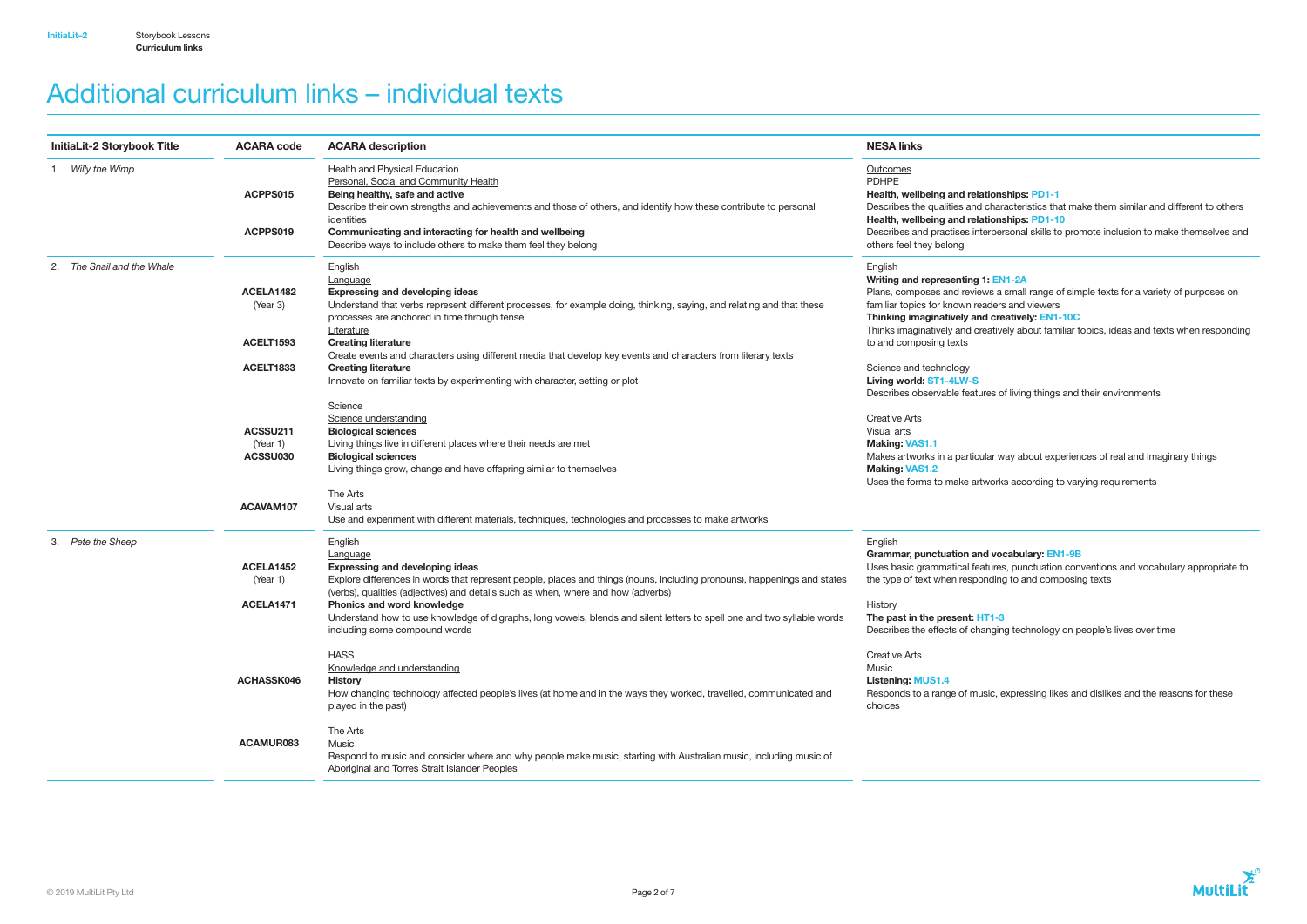# Additional curriculum links – individual texts

| InitiaLit-2 Storybook Title | ACARA code | ACARA description | NESA links |
|---|---|---|---|
| 1. *Willy the Wimp* | <br>ACPPS015<br><br>ACPPS019 | Health and Physical Education<br>Personal, Social and Community Health<br>**Being healthy, safe and active**<br>Describe their own strengths and achievements and those of others, and identify how these contribute to personal identities<br>**Communicating and interacting for health and wellbeing**<br>Describe ways to include others to make them feel they belong | Outcomes<br>PDHPE<br>**Health, wellbeing and relationships: PD1-1**<br>Describes the qualities and characteristics that make them similar and different to others<br>**Health, wellbeing and relationships: PD1-10**<br>Describes and practises interpersonal skills to promote inclusion to make themselves and others feel they belong |
| 2. *The Snail and the Whale* | <br>ACELA1482 (Year 3)<br><br>ACELT1593<br>ACELT1833<br><br>ACSSU211 (Year 1)<br>ACSSU030<br><br>ACAVAM107 | English<br>Language<br>**Expressing and developing ideas**<br>Understand that verbs represent different processes, for example doing, thinking, saying, and relating and that these processes are anchored in time through tense<br>Literature<br>**Creating literature**<br>Create events and characters using different media that develop key events and characters from literary texts<br>**Creating literature**<br>Innovate on familiar texts by experimenting with character, setting or plot<br><br>Science<br>Science understanding<br>**Biological sciences**<br>Living things live in different places where their needs are met<br>**Biological sciences**<br>Living things grow, change and have offspring similar to themselves<br><br>The Arts<br>Visual arts<br>Use and experiment with different materials, techniques, technologies and processes to make artworks | English<br>**Writing and representing 1: EN1-2A**<br>Plans, composes and reviews a small range of simple texts for a variety of purposes on familiar topics for known readers and viewers<br>**Thinking imaginatively and creatively: EN1-10C**<br>Thinks imaginatively and creatively about familiar topics, ideas and texts when responding to and composing texts<br><br>Science and technology<br>**Living world: ST1-4LW-S**<br>Describes observable features of living things and their environments<br><br>Creative Arts<br>Visual arts<br>**Making: VAS1.1**<br>Makes artworks in a particular way about experiences of real and imaginary things<br>**Making: VAS1.2**<br>Uses the forms to make artworks according to varying requirements |
| 3. *Pete the Sheep* | <br>ACELA1452 (Year 1)<br><br>ACELA1471<br><br>ACHASSK046<br><br>ACAMUR083 | English<br>Language<br>**Expressing and developing ideas**<br>Explore differences in words that represent people, places and things (nouns, including pronouns), happenings and states (verbs), qualities (adjectives) and details such as when, where and how (adverbs)<br>**Phonics and word knowledge**<br>Understand how to use knowledge of digraphs, long vowels, blends and silent letters to spell one and two syllable words including some compound words<br><br>HASS<br>Knowledge and understanding<br>**History**<br>How changing technology affected people's lives (at home and in the ways they worked, travelled, communicated and played in the past)<br><br>The Arts<br>Music<br>Respond to music and consider where and why people make music, starting with Australian music, including music of Aboriginal and Torres Strait Islander Peoples | English<br>**Grammar, punctuation and vocabulary: EN1-9B**<br>Uses basic grammatical features, punctuation conventions and vocabulary appropriate to the type of text when responding to and composing texts<br><br>History<br>**The past in the present: HT1-3**<br>Describes the effects of changing technology on people's lives over time<br><br>Creative Arts<br>Music<br>**Listening: MUS1.4**<br>Responds to a range of music, expressing likes and dislikes and the reasons for these choices |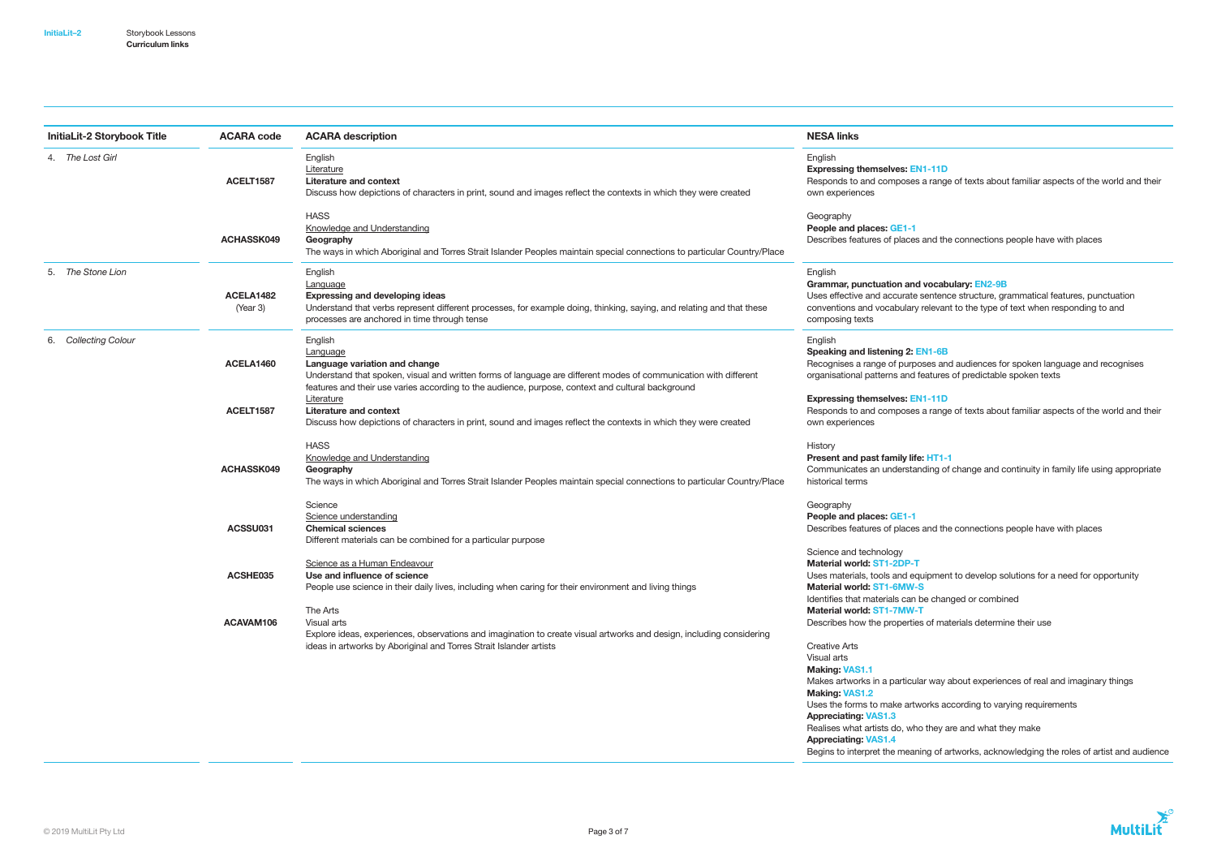| InitiaLit-2 Storybook Title | ACARA code | ACARA description | NESA links |
|---|---|---|---|
| 4. *The Lost Girl* | ACELT1587 | English<br>Literature<br>**Literature and context**<br>Discuss how depictions of characters in print, sound and images reflect the contexts in which they were created | English<br>**Expressing themselves: EN1-11D**<br>Responds to and composes a range of texts about familiar aspects of the world and their own experiences |
| | ACHASSK049 | HASS<br>Knowledge and Understanding<br>**Geography**<br>The ways in which Aboriginal and Torres Strait Islander Peoples maintain special connections to particular Country/Place | Geography<br>**People and places: GE1-1**<br>Describes features of places and the connections people have with places |
| 5. *The Stone Lion* | ACELA1482 (Year 3) | English<br>Language<br>**Expressing and developing ideas**<br>Understand that verbs represent different processes, for example doing, thinking, saying, and relating and that these processes are anchored in time through tense | English<br>**Grammar, punctuation and vocabulary: EN2-9B**<br>Uses effective and accurate sentence structure, grammatical features, punctuation conventions and vocabulary relevant to the type of text when responding to and composing texts |
| 6. *Collecting Colour* | ACELA1460 | English<br>Language<br>**Language variation and change**<br>Understand that spoken, visual and written forms of language are different modes of communication with different features and their use varies according to the audience, purpose, context and cultural background | English<br>**Speaking and listening 2: EN1-6B**<br>Recognises a range of purposes and audiences for spoken language and recognises organisational patterns and features of predictable spoken texts |
| | ACELT1587 | Literature<br>**Literature and context**<br>Discuss how depictions of characters in print, sound and images reflect the contexts in which they were created | **Expressing themselves: EN1-11D**<br>Responds to and composes a range of texts about familiar aspects of the world and their own experiences |
| | ACHASSK049 | HASS<br>Knowledge and Understanding<br>**Geography**<br>The ways in which Aboriginal and Torres Strait Islander Peoples maintain special connections to particular Country/Place | History<br>**Present and past family life: HT1-1**<br>Communicates an understanding of change and continuity in family life using appropriate historical terms<br><br>Geography<br>**People and places: GE1-1**<br>Describes features of places and the connections people have with places |
| | ACSSU031 | Science<br>Science understanding<br>**Chemical sciences**<br>Different materials can be combined for a particular purpose | Science and technology<br>**Material world: ST1-2DP-T**<br>Uses materials, tools and equipment to develop solutions for a need for opportunity<br>**Material world: ST1-6MW-S**<br>Identifies that materials can be changed or combined<br>**Material world: ST1-7MW-T**<br>Describes how the properties of materials determine their use |
| | ACSHE035 | Science as a Human Endeavour<br>**Use and influence of science**<br>People use science in their daily lives, including when caring for their environment and living things | |
| | ACAVAM106 | The Arts<br>Visual arts<br>Explore ideas, experiences, observations and imagination to create visual artworks and design, including considering ideas in artworks by Aboriginal and Torres Strait Islander artists | Creative Arts<br>Visual arts<br>**Making: VAS1.1**<br>Makes artworks in a particular way about experiences of real and imaginary things<br>**Making: VAS1.2**<br>Uses the forms to make artworks according to varying requirements<br>**Appreciating: VAS1.3**<br>Realises what artists do, who they are and what they make<br>**Appreciating: VAS1.4**<br>Begins to interpret the meaning of artworks, acknowledging the roles of artist and audience |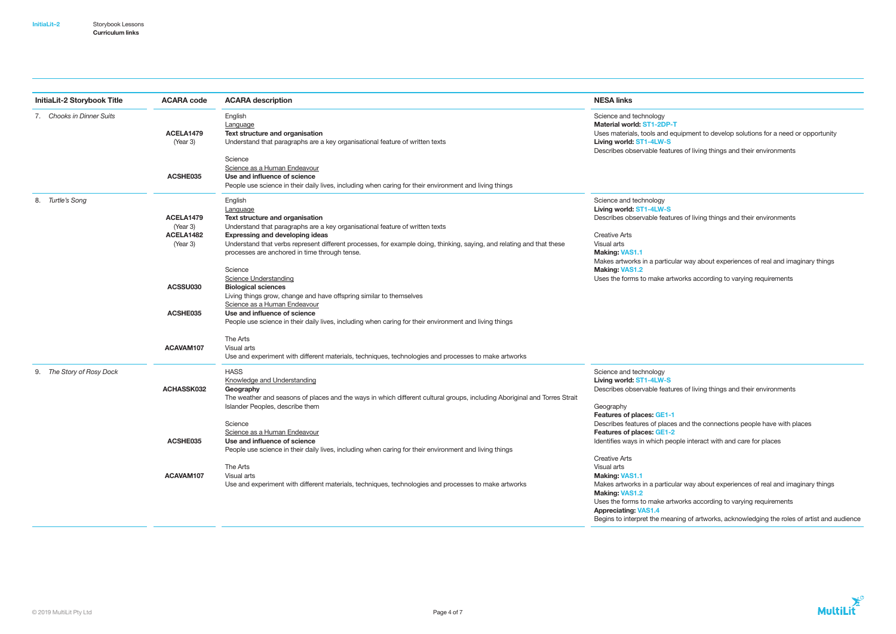| InitiaLit-2 Storybook Title | ACARA code | ACARA description | NESA links |
|---|---|---|---|
| 7. *Chooks in Dinner Suits* | <br>**ACELA1479** (Year 3)<br><br>**ACSHE035** | English<br>Language<br>**Text structure and organisation**<br>Understand that paragraphs are a key organisational feature of written texts<br><br>Science<br>Science as a Human Endeavour<br>**Use and influence of science**<br>People use science in their daily lives, including when caring for their environment and living things | Science and technology<br>**Material world: ST1-2DP-T**<br>Uses materials, tools and equipment to develop solutions for a need or opportunity<br>**Living world: ST1-4LW-S**<br>Describes observable features of living things and their environments |
| 8. *Turtle's Song* | <br>**ACELA1479** (Year 3)<br>**ACELA1482** (Year 3)<br><br>**ACSSU030**<br><br>**ACSHE035**<br><br>**ACAVAM107** | English<br>Language<br>**Text structure and organisation**<br>Understand that paragraphs are a key organisational feature of written texts<br>**Expressing and developing ideas**<br>Understand that verbs represent different processes, for example doing, thinking, saying, and relating and that these processes are anchored in time through tense.<br><br>Science<br>Science Understanding<br>**Biological sciences**<br>Living things grow, change and have offspring similar to themselves<br>Science as a Human Endeavour<br>**Use and influence of science**<br>People use science in their daily lives, including when caring for their environment and living things<br><br>The Arts<br>Visual arts<br>Use and experiment with different materials, techniques, technologies and processes to make artworks | Science and technology<br>**Living world: ST1-4LW-S**<br>Describes observable features of living things and their environments<br><br>Creative Arts<br>Visual arts<br>**Making: VAS1.1**<br>Makes artworks in a particular way about experiences of real and imaginary things<br>**Making: VAS1.2**<br>Uses the forms to make artworks according to varying requirements |
| 9. *The Story of Rosy Dock* | <br>**ACHASSK032**<br><br>**ACSHE035**<br><br>**ACAVAM107** | HASS<br>Knowledge and Understanding<br>**Geography**<br>The weather and seasons of places and the ways in which different cultural groups, including Aboriginal and Torres Strait Islander Peoples, describe them<br><br>Science<br>Science as a Human Endeavour<br>**Use and influence of science**<br>People use science in their daily lives, including when caring for their environment and living things<br><br>The Arts<br>Visual arts<br>Use and experiment with different materials, techniques, technologies and processes to make artworks | Science and technology<br>**Living world: ST1-4LW-S**<br>Describes observable features of living things and their environments<br><br>Geography<br>**Features of places: GE1-1**<br>Describes features of places and the connections people have with places<br>**Features of places: GE1-2**<br>Identifies ways in which people interact with and care for places<br><br>Creative Arts<br>Visual arts<br>**Making: VAS1.1**<br>Makes artworks in a particular way about experiences of real and imaginary things<br>**Making: VAS1.2**<br>Uses the forms to make artworks according to varying requirements<br>**Appreciating: VAS1.4**<br>Begins to interpret the meaning of artworks, acknowledging the roles of artist and audience |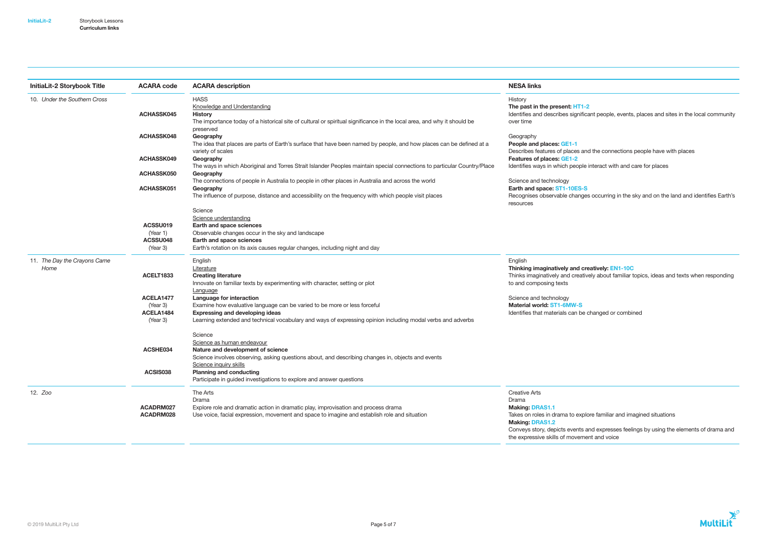| InitiaLit-2 Storybook Title | ACARA code | ACARA description | NESA links |
|---|---|---|---|
| 10. *Under the Southern Cross* | <br><br>**ACHASSK045**<br><br>**ACHASSK048**<br><br>**ACHASSK049**<br>**ACHASSK050**<br>**ACHASSK051**<br><br><br>**ACSSU019** (Year 1)<br>**ACSSU048** (Year 3) | HASS<br>Knowledge and Understanding<br>**History**<br>The importance today of a historical site of cultural or spiritual significance in the local area, and why it should be preserved<br>**Geography**<br>The idea that places are parts of Earth's surface that have been named by people, and how places can be defined at a variety of scales<br>**Geography**<br>The ways in which Aboriginal and Torres Strait Islander Peoples maintain special connections to particular Country/Place<br>**Geography**<br>The connections of people in Australia to people in other places in Australia and across the world<br>**Geography**<br>The influence of purpose, distance and accessibility on the frequency with which people visit places<br><br>Science<br>Science understanding<br>**Earth and space sciences**<br>Observable changes occur in the sky and landscape<br>**Earth and space sciences**<br>Earth's rotation on its axis causes regular changes, including night and day | History<br>**The past in the present: HT1-2**<br>Identifies and describes significant people, events, places and sites in the local community over time<br><br>Geography<br>**People and places: GE1-1**<br>Describes features of places and the connections people have with places<br>**Features of places: GE1-2**<br>Identifies ways in which people interact with and care for places<br><br>Science and technology<br>**Earth and space: ST1-10ES-S**<br>Recognises observable changes occurring in the sky and on the land and identifies Earth's resources |
| 11. *The Day the Crayons Came Home* | <br><br>**ACELT1833**<br><br>**ACELA1477** (Year 3)<br>**ACELA1484** (Year 3)<br><br><br><br>**ACSHE034**<br><br>**ACSIS038** | English<br>Literature<br>**Creating literature**<br>Innovate on familiar texts by experimenting with character, setting or plot<br>Language<br>**Language for interaction**<br>Examine how evaluative language can be varied to be more or less forceful<br>**Expressing and developing ideas**<br>Learning extended and technical vocabulary and ways of expressing opinion including modal verbs and adverbs<br><br>Science<br>Science as human endeavour<br>**Nature and development of science**<br>Science involves observing, asking questions about, and describing changes in, objects and events<br>Science inquiry skills<br>**Planning and conducting**<br>Participate in guided investigations to explore and answer questions | English<br>**Thinking imaginatively and creatively: EN1-10C**<br>Thinks imaginatively and creatively about familiar topics, ideas and texts when responding to and composing texts<br><br>Science and technology<br>**Material world: ST1-6MW-S**<br>Identifies that materials can be changed or combined |
| 12. *Zoo* | <br><br>**ACADRM027**<br>**ACADRM028** | The Arts<br>Drama<br>Explore role and dramatic action in dramatic play, improvisation and process drama<br>Use voice, facial expression, movement and space to imagine and establish role and situation | Creative Arts<br>Drama<br>**Making: DRAS1.1**<br>Takes on roles in drama to explore familiar and imagined situations<br>**Making: DRAS1.2**<br>Conveys story, depicts events and expresses feelings by using the elements of drama and the expressive skills of movement and voice |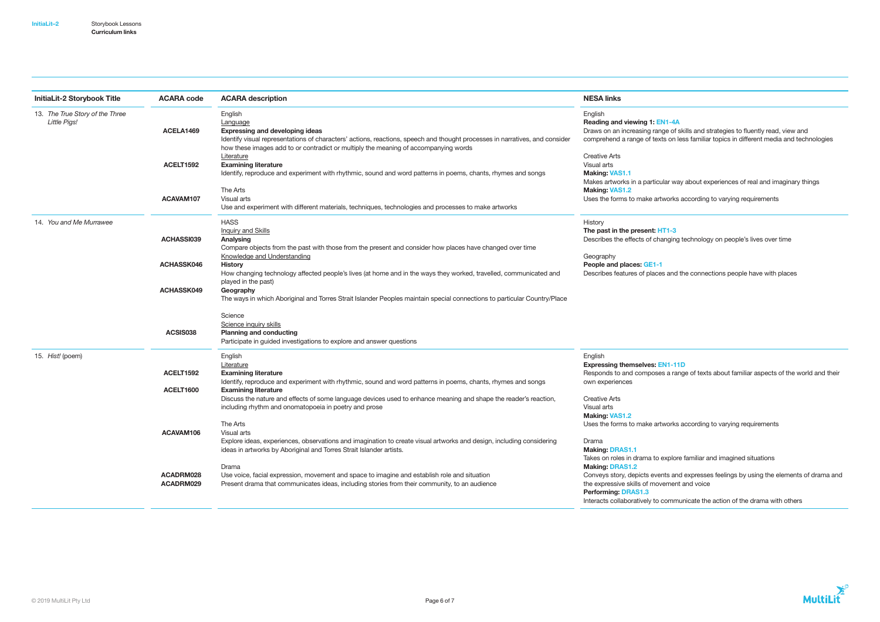| InitiaLit-2 Storybook Title | ACARA code | ACARA description | NESA links |
| --- | --- | --- | --- |
| 13. *The True Story of the Three Little Pigs!* | <br>ACELA1469<br><br>ACELT1592<br><br>ACAVAM107 | English<br>Language<br>**Expressing and developing ideas**<br>Identify visual representations of characters' actions, reactions, speech and thought processes in narratives, and consider how these images add to or contradict or multiply the meaning of accompanying words<br>Literature<br>**Examining literature**<br>Identify, reproduce and experiment with rhythmic, sound and word patterns in poems, chants, rhymes and songs<br><br>The Arts<br>Visual arts<br>Use and experiment with different materials, techniques, technologies and processes to make artworks | English<br>**Reading and viewing 1: EN1-4A**<br>Draws on an increasing range of skills and strategies to fluently read, view and comprehend a range of texts on less familiar topics in different media and technologies<br><br>Creative Arts<br>Visual arts<br>**Making: VAS1.1**<br>Makes artworks in a particular way about experiences of real and imaginary things<br>**Making: VAS1.2**<br>Uses the forms to make artworks according to varying requirements |
| 14. *You and Me Murrawee* | <br>ACHASSI039<br><br>ACHASSK046<br><br>ACHASSK049<br><br>ACSIS038 | HASS<br>Inquiry and Skills<br>**Analysing**<br>Compare objects from the past with those from the present and consider how places have changed over time<br>Knowledge and Understanding<br>**History**<br>How changing technology affected people's lives (at home and in the ways they worked, travelled, communicated and played in the past)<br>**Geography**<br>The ways in which Aboriginal and Torres Strait Islander Peoples maintain special connections to particular Country/Place<br><br>Science<br>Science inquiry skills<br>**Planning and conducting**<br>Participate in guided investigations to explore and answer questions | History<br>**The past in the present: HT1-3**<br>Describes the effects of changing technology on people's lives over time<br><br>Geography<br>**People and places: GE1-1**<br>Describes features of places and the connections people have with places |
| 15. *Hist!* (poem) | <br>ACELT1592<br><br>ACELT1600<br><br>ACAVAM106<br><br>ACADRM028<br>ACADRM029 | English<br>Literature<br>**Examining literature**<br>Identify, reproduce and experiment with rhythmic, sound and word patterns in poems, chants, rhymes and songs<br>**Examining literature**<br>Discuss the nature and effects of some language devices used to enhance meaning and shape the reader's reaction, including rhythm and onomatopoeia in poetry and prose<br><br>The Arts<br>Visual arts<br>Explore ideas, experiences, observations and imagination to create visual artworks and design, including considering ideas in artworks by Aboriginal and Torres Strait Islander artists.<br><br>Drama<br>Use voice, facial expression, movement and space to imagine and establish role and situation<br>Present drama that communicates ideas, including stories from their community, to an audience | English<br>**Expressing themselves: EN1-11D**<br>Responds to and composes a range of texts about familiar aspects of the world and their own experiences<br><br>Creative Arts<br>Visual arts<br>**Making: VAS1.2**<br>Uses the forms to make artworks according to varying requirements<br><br>Drama<br>**Making: DRAS1.1**<br>Takes on roles in drama to explore familiar and imagined situations<br>**Making: DRAS1.2**<br>Conveys story, depicts events and expresses feelings by using the elements of drama and the expressive skills of movement and voice<br>**Performing: DRAS1.3**<br>Interacts collaboratively to communicate the action of the drama with others |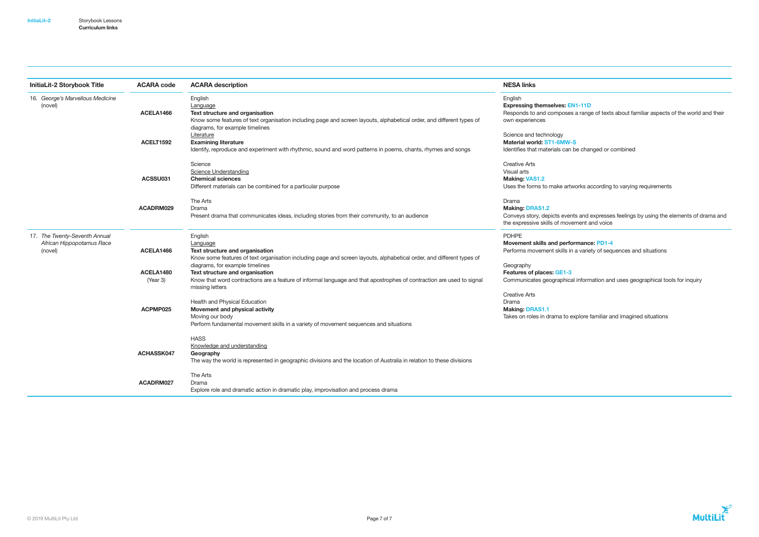| InitiaLit-2 Storybook Title | ACARA code | ACARA description | NESA links |
|---|---|---|---|
| 16. *George's Marvellous Medicine* (novel) | ACELA1466 | English<br>Language<br>**Text structure and organisation**<br>Know some features of text organisation including page and screen layouts, alphabetical order, and different types of diagrams, for example timelines | English<br>**Expressing themselves: EN1-11D**<br>Responds to and composes a range of texts about familiar aspects of the world and their own experiences |
| | ACELT1592 | Literature<br>**Examining literature**<br>Identify, reproduce and experiment with rhythmic, sound and word patterns in poems, chants, rhymes and songs | Science and technology<br>**Material world: ST1-6MW-S**<br>Identifies that materials can be changed or combined |
| | ACSSU031 | Science<br>Science Understanding<br>**Chemical sciences**<br>Different materials can be combined for a particular purpose | Creative Arts<br>Visual arts<br>**Making: VAS1.2**<br>Uses the forms to make artworks according to varying requirements |
| | ACADRM029 | The Arts<br>Drama<br>Present drama that communicates ideas, including stories from their community, to an audience | Drama<br>**Making: DRAS1.2**<br>Conveys story, depicts events and expresses feelings by using the elements of drama and the expressive skills of movement and voice |
| 17. *The Twenty-Seventh Annual African Hippopotamus Race* (novel) | ACELA1466 | English<br>Language<br>**Text structure and organisation**<br>Know some features of text organisation including page and screen layouts, alphabetical order, and different types of diagrams, for example timelines | PDHPE<br>**Movement skills and performance: PD1-4**<br>Performs movement skills in a variety of sequences and situations |
| | ACELA1480 (Year 3) | **Text structure and organisation**<br>Know that word contractions are a feature of informal language and that apostrophes of contraction are used to signal missing letters | Geography<br>**Features of places: GE1-3**<br>Communicates geographical information and uses geographical tools for inquiry |
| | ACPMP025 | Health and Physical Education<br>**Movement and physical activity**<br>Moving our body<br>Perform fundamental movement skills in a variety of movement sequences and situations | Creative Arts<br>Drama<br>**Making: DRAS1.1**<br>Takes on roles in drama to explore familiar and imagined situations |
| | ACHASSK047 | HASS<br>Knowledge and understanding<br>**Geography**<br>The way the world is represented in geographic divisions and the location of Australia in relation to these divisions | |
| | ACADRM027 | The Arts<br>Drama<br>Explore role and dramatic action in dramatic play, improvisation and process drama | |